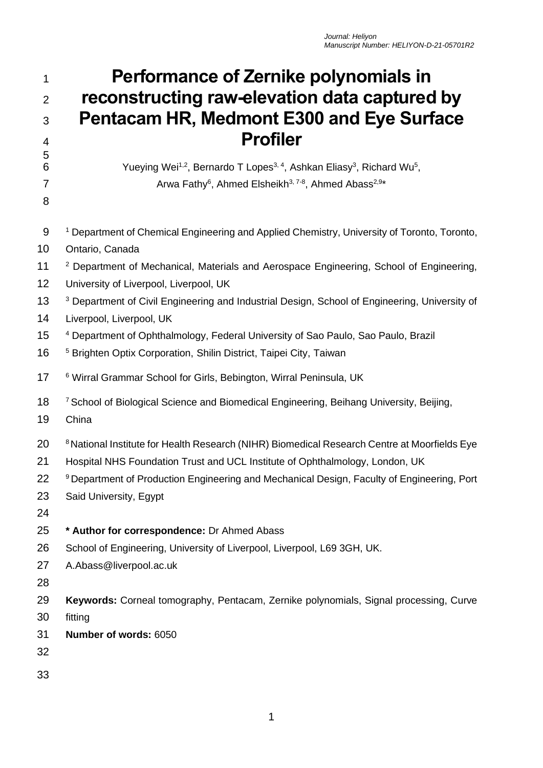# Performance of Zernike polynomials in reconstructing raw-elevation data captured by Pentacam HR, Medmont E300 and Eye Surface Profiler

Yueying Wei[1,2], Bernardo T Lopes[3,4], Ashkan Eliasy[3], Richard Wu[5], Arwa Fathy[6], Ahmed Elsheikh[3,7-8], Ahmed Abass[2,9]*

[1] Department of Chemical Engineering and Applied Chemistry, University of Toronto, Toronto, Ontario, Canada

[2] Department of Mechanical, Materials and Aerospace Engineering, School of Engineering, University of Liverpool, Liverpool, UK

[3] Department of Civil Engineering and Industrial Design, School of Engineering, University of Liverpool, Liverpool, UK

[4] Department of Ophthalmology, Federal University of Sao Paulo, Sao Paulo, Brazil

[5] Brighten Optix Corporation, Shilin District, Taipei City, Taiwan

[6] Wirral Grammar School for Girls, Bebington, Wirral Peninsula, UK

[7] School of Biological Science and Biomedical Engineering, Beihang University, Beijing, China

[8] National Institute for Health Research (NIHR) Biomedical Research Centre at Moorfields Eye Hospital NHS Foundation Trust and UCL Institute of Ophthalmology, London, UK

[9] Department of Production Engineering and Mechanical Design, Faculty of Engineering, Port Said University, Egypt

**\* Author for correspondence:** Dr Ahmed Abass
School of Engineering, University of Liverpool, Liverpool, L69 3GH, UK.
A.Abass@liverpool.ac.uk

**Keywords:** Corneal tomography, Pentacam, Zernike polynomials, Signal processing, Curve fitting

**Number of words:** 6050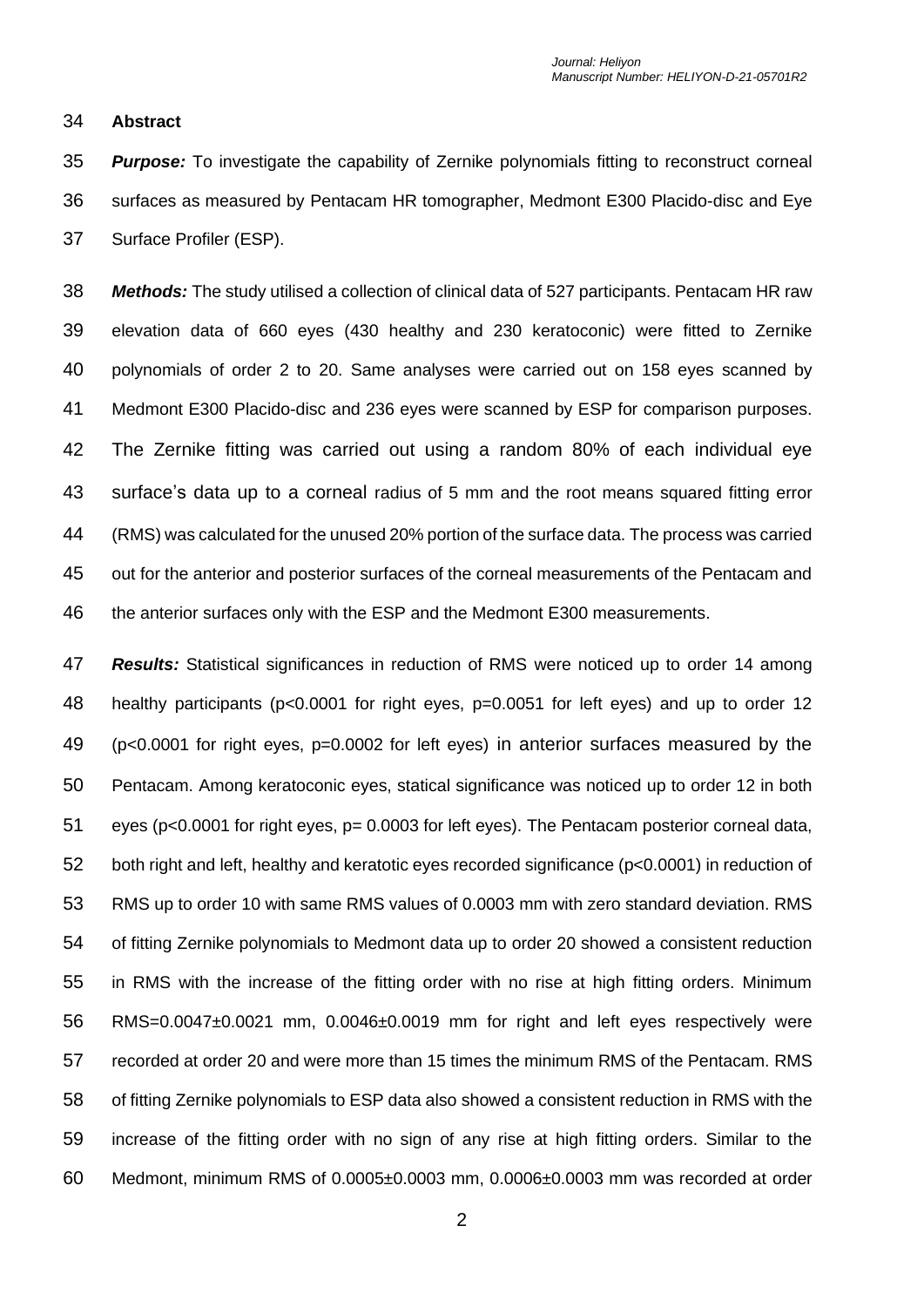**Abstract**

***Purpose:*** To investigate the capability of Zernike polynomials fitting to reconstruct corneal surfaces as measured by Pentacam HR tomographer, Medmont E300 Placido-disc and Eye Surface Profiler (ESP).

***Methods:*** The study utilised a collection of clinical data of 527 participants. Pentacam HR raw elevation data of 660 eyes (430 healthy and 230 keratoconic) were fitted to Zernike polynomials of order 2 to 20. Same analyses were carried out on 158 eyes scanned by Medmont E300 Placido-disc and 236 eyes were scanned by ESP for comparison purposes. The Zernike fitting was carried out using a random 80% of each individual eye surface's data up to a corneal radius of 5 mm and the root means squared fitting error (RMS) was calculated for the unused 20% portion of the surface data. The process was carried out for the anterior and posterior surfaces of the corneal measurements of the Pentacam and the anterior surfaces only with the ESP and the Medmont E300 measurements.

***Results:*** Statistical significances in reduction of RMS were noticed up to order 14 among healthy participants ($p<0.0001$ for right eyes, $p=0.0051$ for left eyes) and up to order 12 ($p<0.0001$ for right eyes, $p=0.0002$ for left eyes) in anterior surfaces measured by the Pentacam. Among keratoconic eyes, statical significance was noticed up to order 12 in both eyes ($p<0.0001$ for right eyes, $p= 0.0003$ for left eyes). The Pentacam posterior corneal data, both right and left, healthy and keratotic eyes recorded significance ($p<0.0001$) in reduction of RMS up to order 10 with same RMS values of 0.0003 mm with zero standard deviation. RMS of fitting Zernike polynomials to Medmont data up to order 20 showed a consistent reduction in RMS with the increase of the fitting order with no rise at high fitting orders. Minimum RMS=0.0047±0.0021 mm, 0.0046±0.0019 mm for right and left eyes respectively were recorded at order 20 and were more than 15 times the minimum RMS of the Pentacam. RMS of fitting Zernike polynomials to ESP data also showed a consistent reduction in RMS with the increase of the fitting order with no sign of any rise at high fitting orders. Similar to the Medmont, minimum RMS of 0.0005±0.0003 mm, 0.0006±0.0003 mm was recorded at order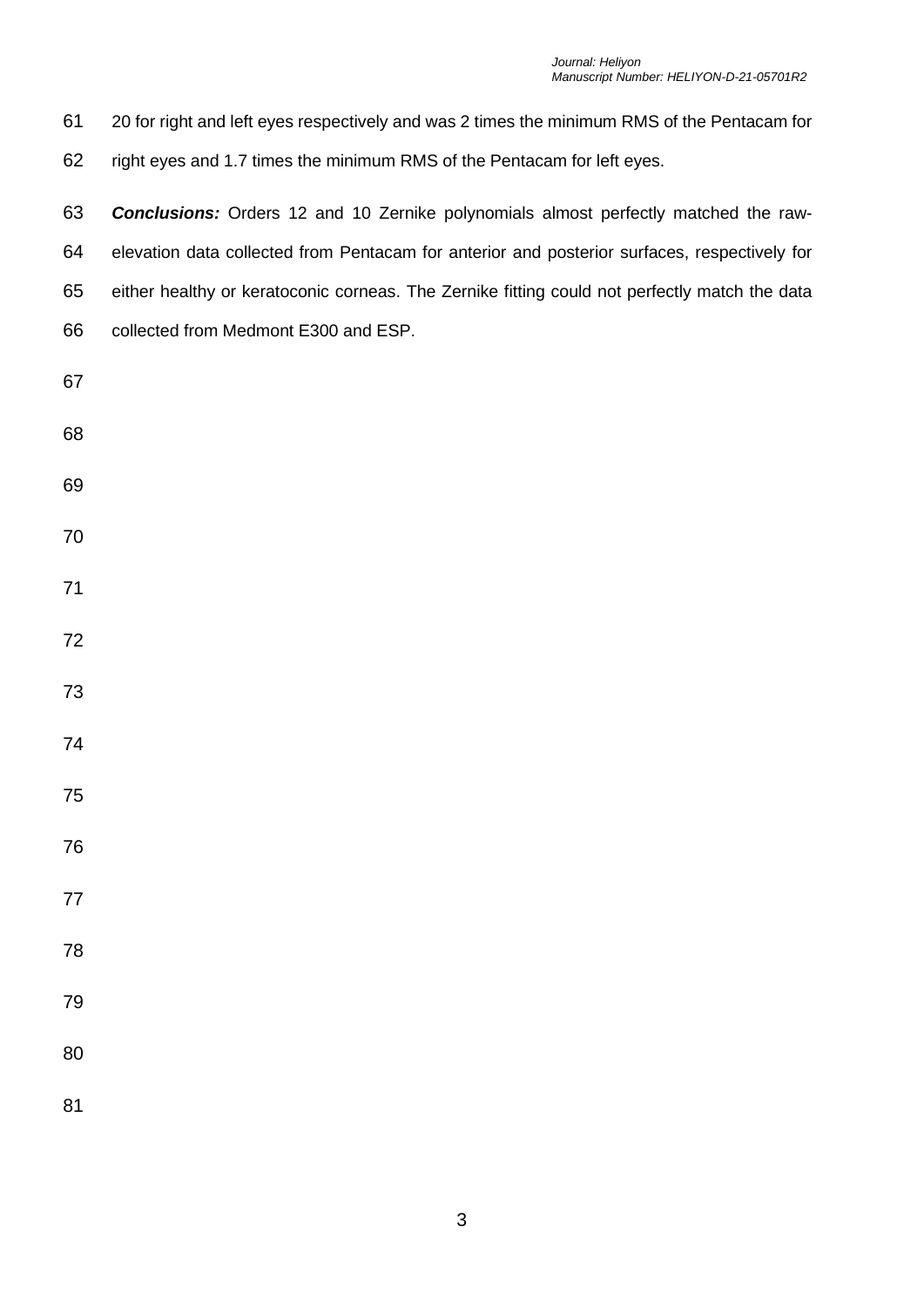20 for right and left eyes respectively and was 2 times the minimum RMS of the Pentacam for right eyes and 1.7 times the minimum RMS of the Pentacam for left eyes.

***Conclusions:*** Orders 12 and 10 Zernike polynomials almost perfectly matched the raw-elevation data collected from Pentacam for anterior and posterior surfaces, respectively for either healthy or keratoconic corneas. The Zernike fitting could not perfectly match the data collected from Medmont E300 and ESP.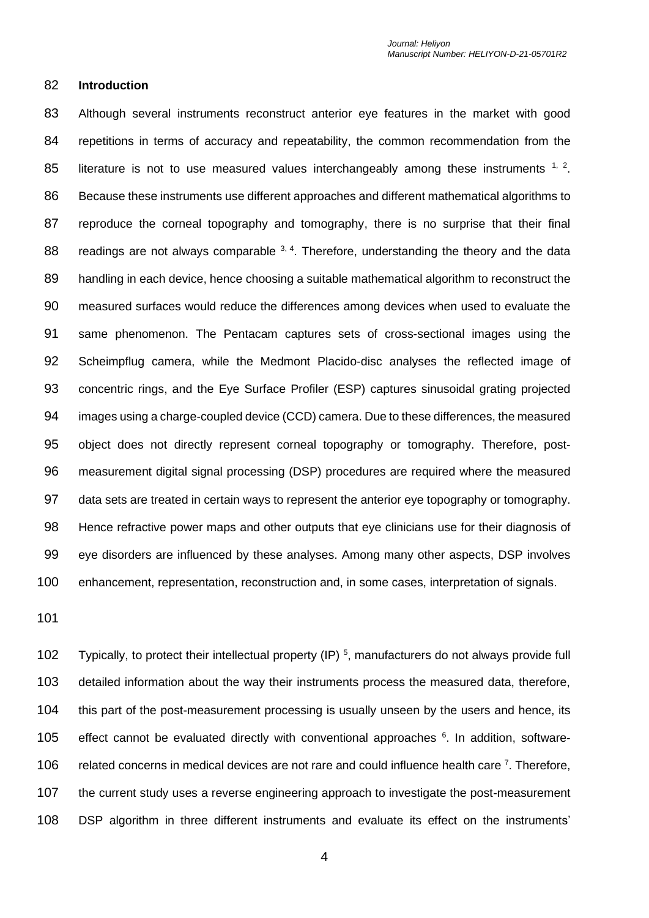## Introduction

Although several instruments reconstruct anterior eye features in the market with good repetitions in terms of accuracy and repeatability, the common recommendation from the literature is not to use measured values interchangeably among these instruments [1, 2]. Because these instruments use different approaches and different mathematical algorithms to reproduce the corneal topography and tomography, there is no surprise that their final readings are not always comparable [3, 4]. Therefore, understanding the theory and the data handling in each device, hence choosing a suitable mathematical algorithm to reconstruct the measured surfaces would reduce the differences among devices when used to evaluate the same phenomenon. The Pentacam captures sets of cross-sectional images using the Scheimpflug camera, while the Medmont Placido-disc analyses the reflected image of concentric rings, and the Eye Surface Profiler (ESP) captures sinusoidal grating projected images using a charge-coupled device (CCD) camera. Due to these differences, the measured object does not directly represent corneal topography or tomography. Therefore, post-measurement digital signal processing (DSP) procedures are required where the measured data sets are treated in certain ways to represent the anterior eye topography or tomography. Hence refractive power maps and other outputs that eye clinicians use for their diagnosis of eye disorders are influenced by these analyses. Among many other aspects, DSP involves enhancement, representation, reconstruction and, in some cases, interpretation of signals.

Typically, to protect their intellectual property (IP) [5], manufacturers do not always provide full detailed information about the way their instruments process the measured data, therefore, this part of the post-measurement processing is usually unseen by the users and hence, its effect cannot be evaluated directly with conventional approaches [6]. In addition, software-related concerns in medical devices are not rare and could influence health care [7]. Therefore, the current study uses a reverse engineering approach to investigate the post-measurement DSP algorithm in three different instruments and evaluate its effect on the instruments'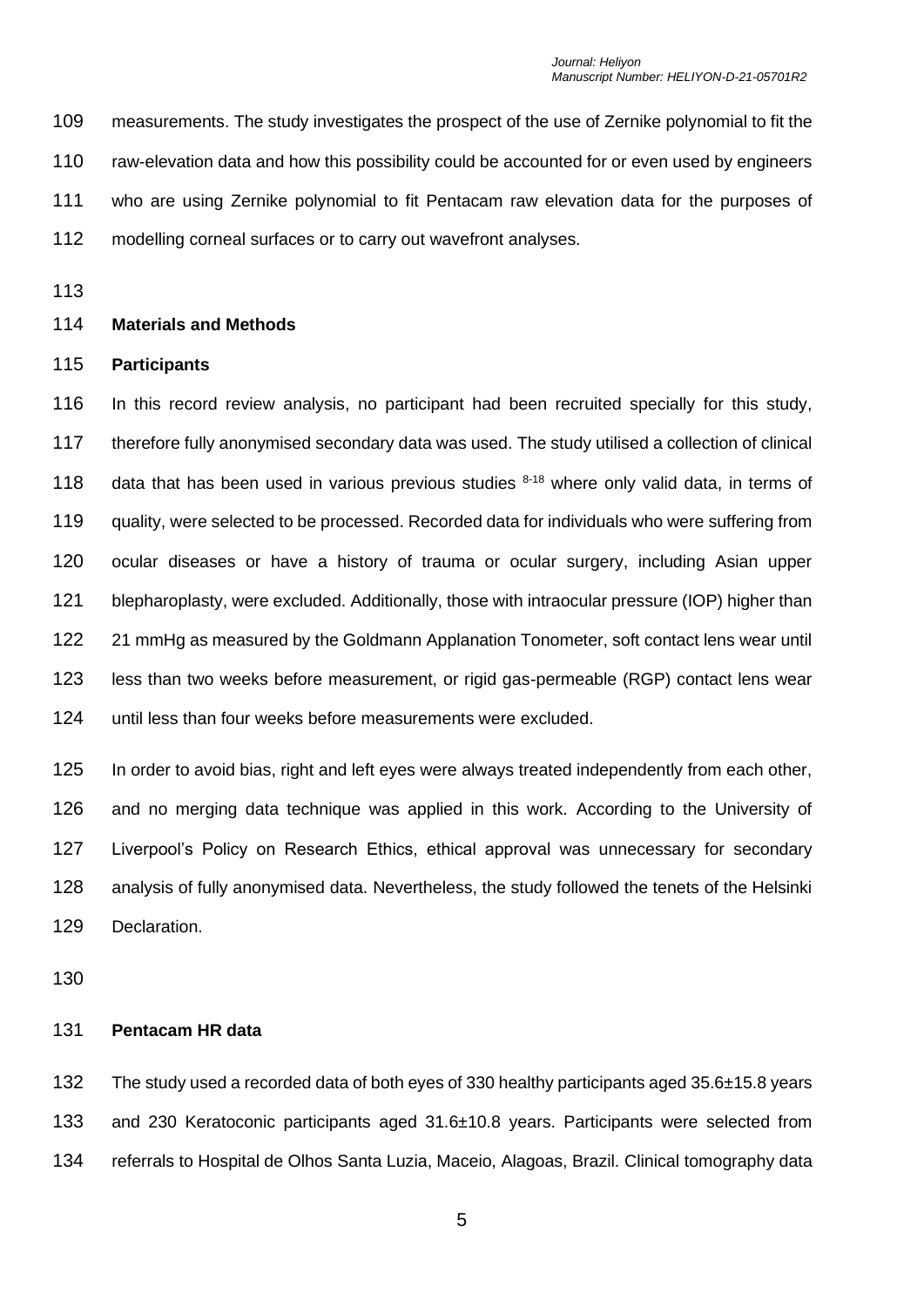measurements. The study investigates the prospect of the use of Zernike polynomial to fit the raw-elevation data and how this possibility could be accounted for or even used by engineers who are using Zernike polynomial to fit Pentacam raw elevation data for the purposes of modelling corneal surfaces or to carry out wavefront analyses.

## Materials and Methods

### Participants

In this record review analysis, no participant had been recruited specially for this study, therefore fully anonymised secondary data was used. The study utilised a collection of clinical data that has been used in various previous studies [8-18] where only valid data, in terms of quality, were selected to be processed. Recorded data for individuals who were suffering from ocular diseases or have a history of trauma or ocular surgery, including Asian upper blepharoplasty, were excluded. Additionally, those with intraocular pressure (IOP) higher than 21 mmHg as measured by the Goldmann Applanation Tonometer, soft contact lens wear until less than two weeks before measurement, or rigid gas-permeable (RGP) contact lens wear until less than four weeks before measurements were excluded.

In order to avoid bias, right and left eyes were always treated independently from each other, and no merging data technique was applied in this work. According to the University of Liverpool's Policy on Research Ethics, ethical approval was unnecessary for secondary analysis of fully anonymised data. Nevertheless, the study followed the tenets of the Helsinki Declaration.

### Pentacam HR data

The study used a recorded data of both eyes of 330 healthy participants aged 35.6±15.8 years and 230 Keratoconic participants aged 31.6±10.8 years. Participants were selected from referrals to Hospital de Olhos Santa Luzia, Maceio, Alagoas, Brazil. Clinical tomography data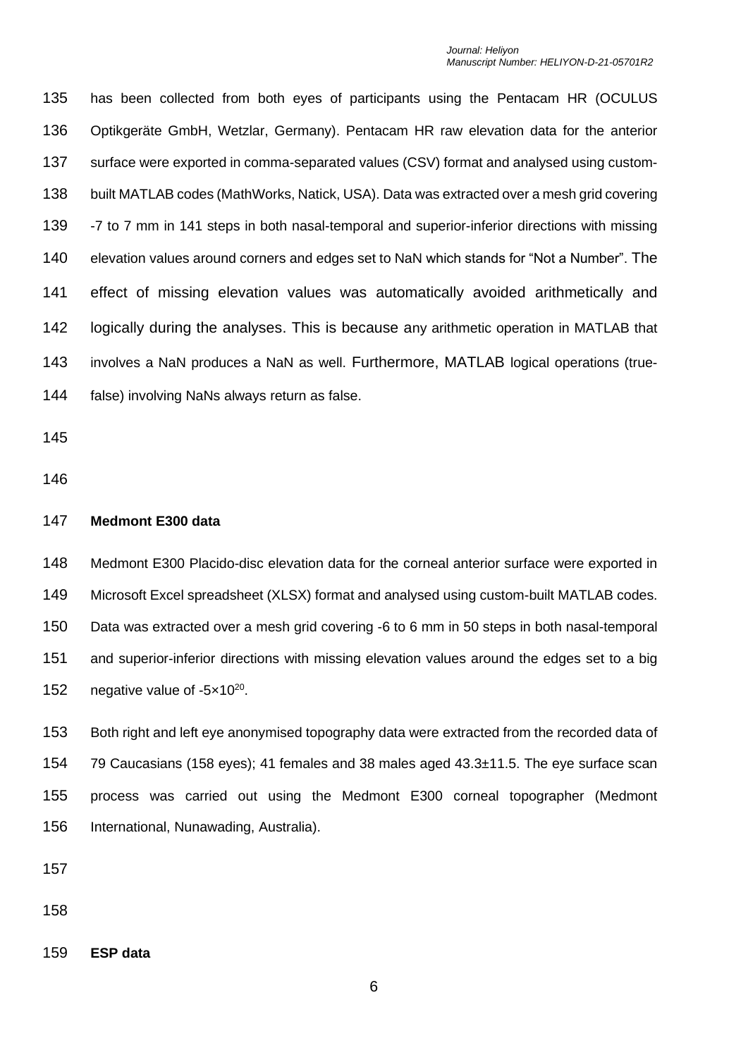has been collected from both eyes of participants using the Pentacam HR (OCULUS Optikgeräte GmbH, Wetzlar, Germany). Pentacam HR raw elevation data for the anterior surface were exported in comma-separated values (CSV) format and analysed using custom-built MATLAB codes (MathWorks, Natick, USA). Data was extracted over a mesh grid covering -7 to 7 mm in 141 steps in both nasal-temporal and superior-inferior directions with missing elevation values around corners and edges set to NaN which stands for "Not a Number". The effect of missing elevation values was automatically avoided arithmetically and logically during the analyses. This is because any arithmetic operation in MATLAB that involves a NaN produces a NaN as well. Furthermore, MATLAB logical operations (true-false) involving NaNs always return as false.

**Medmont E300 data**

Medmont E300 Placido-disc elevation data for the corneal anterior surface were exported in Microsoft Excel spreadsheet (XLSX) format and analysed using custom-built MATLAB codes. Data was extracted over a mesh grid covering -6 to 6 mm in 50 steps in both nasal-temporal and superior-inferior directions with missing elevation values around the edges set to a big negative value of $-5\times10^{20}$.

Both right and left eye anonymised topography data were extracted from the recorded data of 79 Caucasians (158 eyes); 41 females and 38 males aged 43.3±11.5. The eye surface scan process was carried out using the Medmont E300 corneal topographer (Medmont International, Nunawading, Australia).

**ESP data**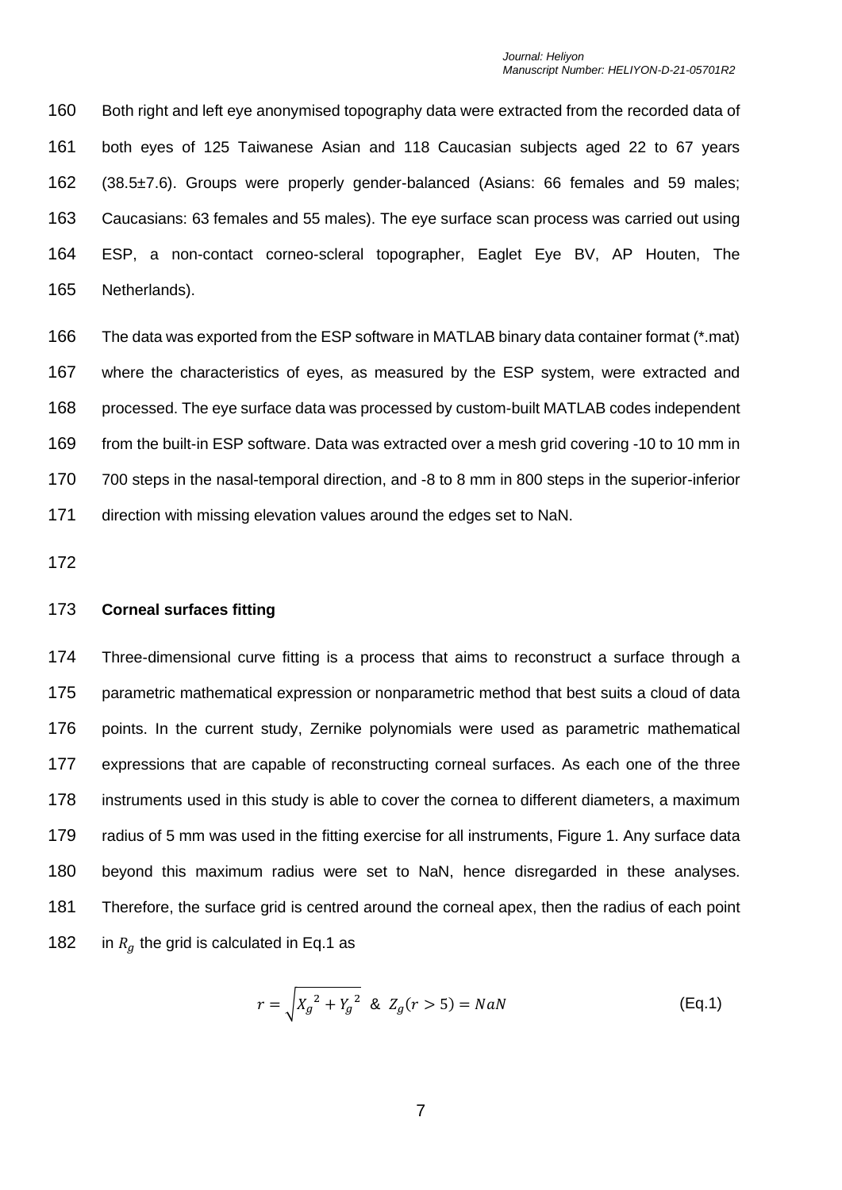Both right and left eye anonymised topography data were extracted from the recorded data of both eyes of 125 Taiwanese Asian and 118 Caucasian subjects aged 22 to 67 years (38.5±7.6). Groups were properly gender-balanced (Asians: 66 females and 59 males; Caucasians: 63 females and 55 males). The eye surface scan process was carried out using ESP, a non-contact corneo-scleral topographer, Eaglet Eye BV, AP Houten, The Netherlands).

The data was exported from the ESP software in MATLAB binary data container format (*.mat) where the characteristics of eyes, as measured by the ESP system, were extracted and processed. The eye surface data was processed by custom-built MATLAB codes independent from the built-in ESP software. Data was extracted over a mesh grid covering -10 to 10 mm in 700 steps in the nasal-temporal direction, and -8 to 8 mm in 800 steps in the superior-inferior direction with missing elevation values around the edges set to NaN.

**Corneal surfaces fitting**

Three-dimensional curve fitting is a process that aims to reconstruct a surface through a parametric mathematical expression or nonparametric method that best suits a cloud of data points. In the current study, Zernike polynomials were used as parametric mathematical expressions that are capable of reconstructing corneal surfaces. As each one of the three instruments used in this study is able to cover the cornea to different diameters, a maximum radius of 5 mm was used in the fitting exercise for all instruments, Figure 1. Any surface data beyond this maximum radius were set to NaN, hence disregarded in these analyses. Therefore, the surface grid is centred around the corneal apex, then the radius of each point in $R_g$ the grid is calculated in Eq.1 as

$$r = \sqrt{{X_g}^2 + {Y_g}^2} \ \ \& \ \ Z_g(r > 5) = NaN \qquad \text{(Eq.1)}$$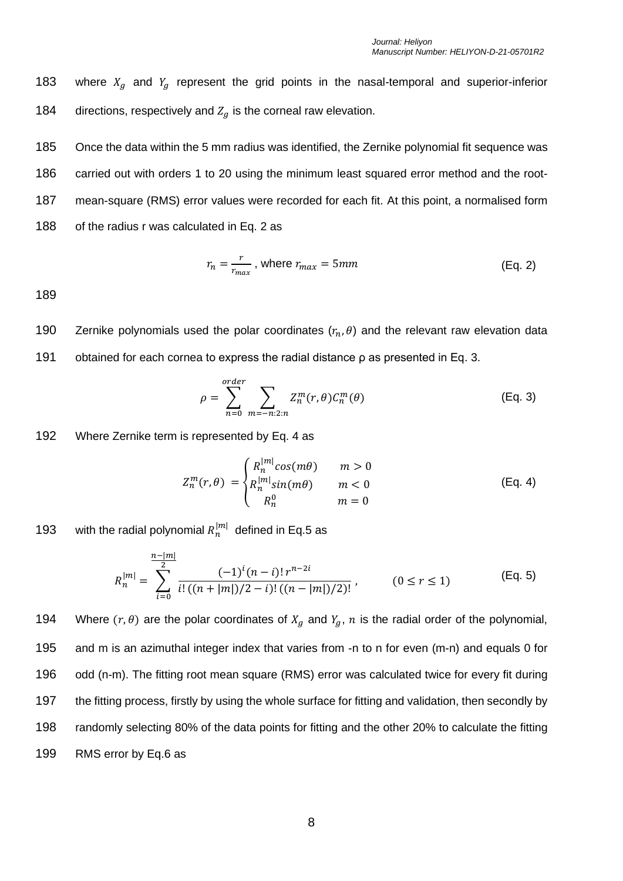where $X_g$ and $Y_g$ represent the grid points in the nasal-temporal and superior-inferior directions, respectively and $Z_g$ is the corneal raw elevation.

Once the data within the 5 mm radius was identified, the Zernike polynomial fit sequence was carried out with orders 1 to 20 using the minimum least squared error method and the root-mean-square (RMS) error values were recorded for each fit. At this point, a normalised form of the radius r was calculated in Eq. 2 as

$$r_n = \frac{r}{r_{max}} \text{, where } r_{max} = 5mm \qquad \text{(Eq. 2)}$$

Zernike polynomials used the polar coordinates $(r_n, \theta)$ and the relevant raw elevation data obtained for each cornea to express the radial distance ρ as presented in Eq. 3.

$$\rho = \sum_{n=0}^{order} \sum_{m=-n:2:n} Z_n^m(r,\theta) C_n^m(\theta) \qquad \text{(Eq. 3)}$$

Where Zernike term is represented by Eq. 4 as

$$Z_n^m(r,\theta) = \begin{cases} R_n^{|m|} cos(m\theta) & m > 0 \\ R_n^{|m|} sin(m\theta) & m < 0 \\ R_n^0 & m = 0 \end{cases} \qquad \text{(Eq. 4)}$$

with the radial polynomial $R_n^{|m|}$ defined in Eq.5 as

$$R_n^{|m|} = \sum_{i=0}^{\frac{n-|m|}{2}} \frac{(-1)^i (n-i)!\, r^{n-2i}}{i!\,((n+|m|)/2-i)!\,((n-|m|)/2)!}, \qquad (0 \le r \le 1) \qquad \text{(Eq. 5)}$$

Where $(r,\theta)$ are the polar coordinates of $X_g$ and $Y_g$, $n$ is the radial order of the polynomial, and m is an azimuthal integer index that varies from -n to n for even (m-n) and equals 0 for odd (n-m). The fitting root mean square (RMS) error was calculated twice for every fit during the fitting process, firstly by using the whole surface for fitting and validation, then secondly by randomly selecting 80% of the data points for fitting and the other 20% to calculate the fitting RMS error by Eq.6 as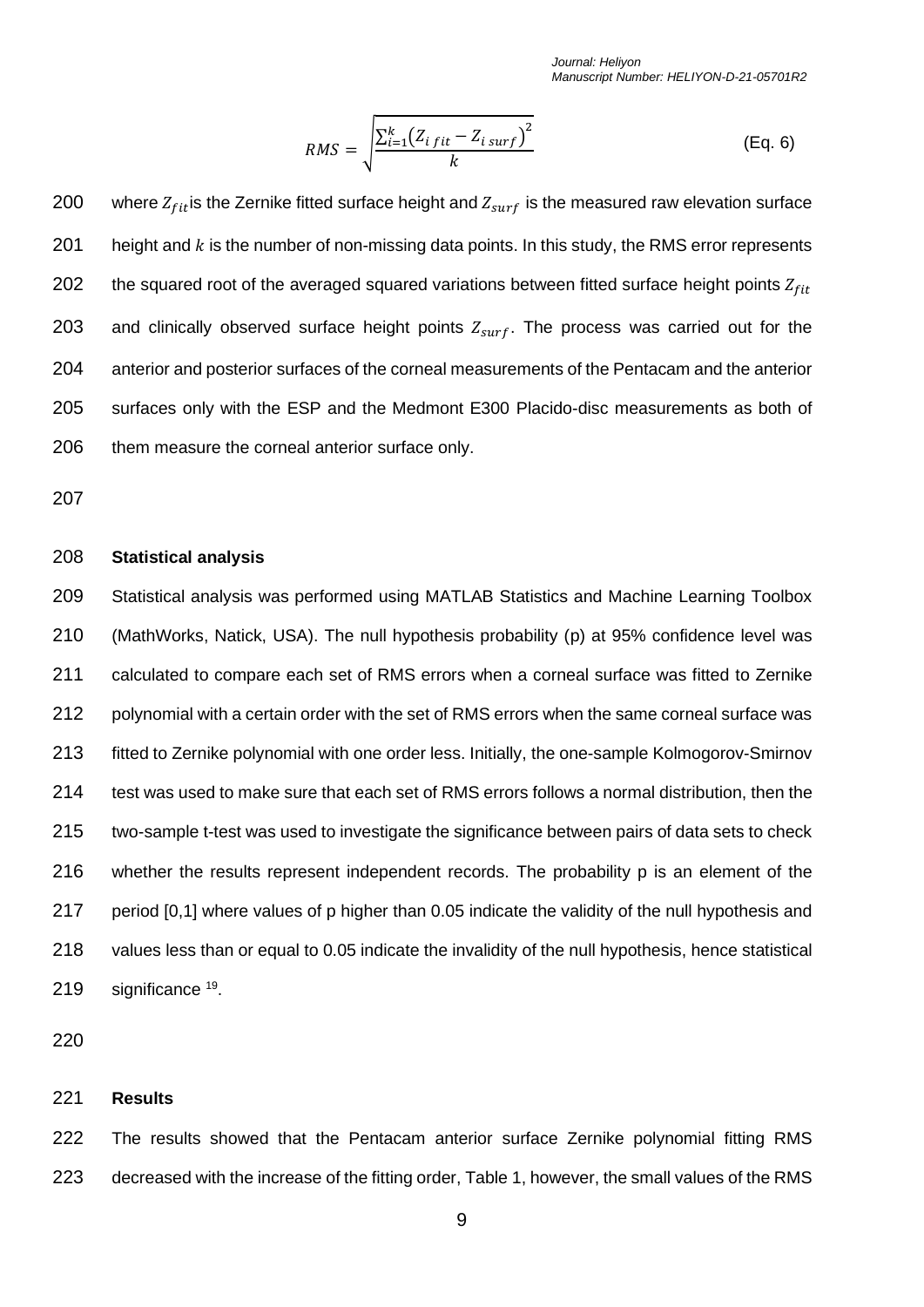$$RMS = \sqrt{\frac{\sum_{i=1}^{k}\left(Z_{i\,fit} - Z_{i\,surf}\right)^2}{k}} \qquad \text{(Eq. 6)}$$

where $Z_{fit}$ is the Zernike fitted surface height and $Z_{surf}$ is the measured raw elevation surface height and $k$ is the number of non-missing data points. In this study, the RMS error represents the squared root of the averaged squared variations between fitted surface height points $Z_{fit}$ and clinically observed surface height points $Z_{surf}$. The process was carried out for the anterior and posterior surfaces of the corneal measurements of the Pentacam and the anterior surfaces only with the ESP and the Medmont E300 Placido-disc measurements as both of them measure the corneal anterior surface only.

## Statistical analysis

Statistical analysis was performed using MATLAB Statistics and Machine Learning Toolbox (MathWorks, Natick, USA). The null hypothesis probability (p) at 95% confidence level was calculated to compare each set of RMS errors when a corneal surface was fitted to Zernike polynomial with a certain order with the set of RMS errors when the same corneal surface was fitted to Zernike polynomial with one order less. Initially, the one-sample Kolmogorov-Smirnov test was used to make sure that each set of RMS errors follows a normal distribution, then the two-sample t-test was used to investigate the significance between pairs of data sets to check whether the results represent independent records. The probability p is an element of the period [0,1] where values of p higher than 0.05 indicate the validity of the null hypothesis and values less than or equal to 0.05 indicate the invalidity of the null hypothesis, hence statistical significance [19].

## Results

The results showed that the Pentacam anterior surface Zernike polynomial fitting RMS decreased with the increase of the fitting order, Table 1, however, the small values of the RMS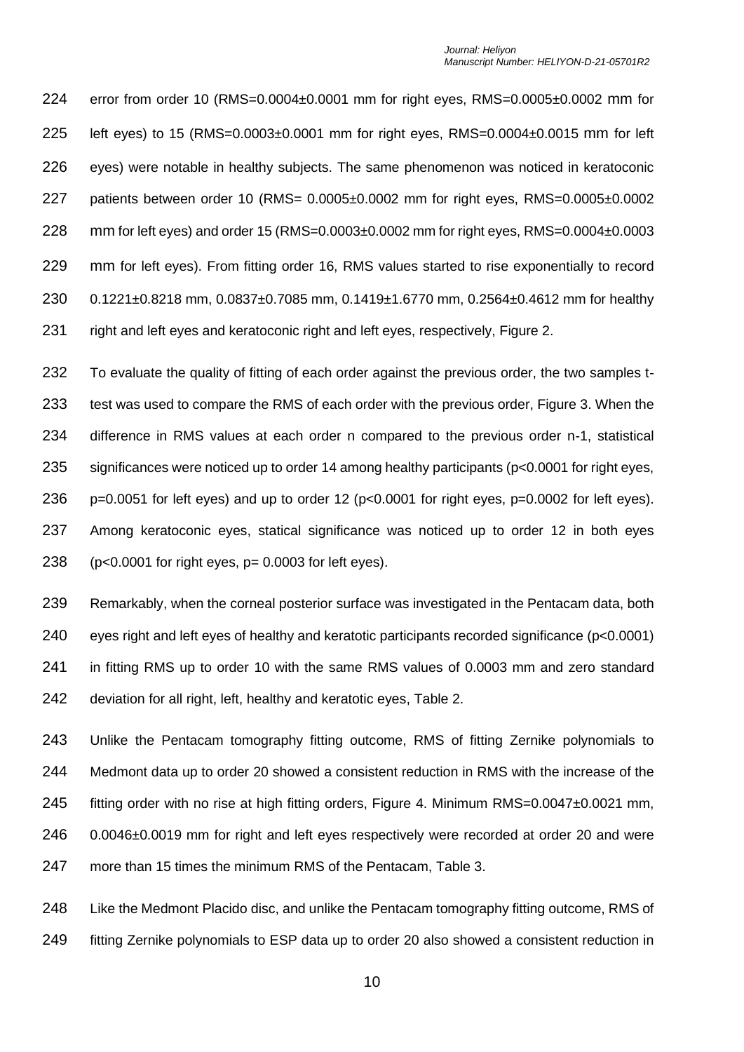error from order 10 (RMS=0.0004±0.0001 mm for right eyes, RMS=0.0005±0.0002 mm for left eyes) to 15 (RMS=0.0003±0.0001 mm for right eyes, RMS=0.0004±0.0015 mm for left eyes) were notable in healthy subjects. The same phenomenon was noticed in keratoconic patients between order 10 (RMS= 0.0005±0.0002 mm for right eyes, RMS=0.0005±0.0002 mm for left eyes) and order 15 (RMS=0.0003±0.0002 mm for right eyes, RMS=0.0004±0.0003 mm for left eyes). From fitting order 16, RMS values started to rise exponentially to record 0.1221±0.8218 mm, 0.0837±0.7085 mm, 0.1419±1.6770 mm, 0.2564±0.4612 mm for healthy right and left eyes and keratoconic right and left eyes, respectively, Figure 2.

To evaluate the quality of fitting of each order against the previous order, the two samples t-test was used to compare the RMS of each order with the previous order, Figure 3. When the difference in RMS values at each order n compared to the previous order n-1, statistical significances were noticed up to order 14 among healthy participants ($p<0.0001$ for right eyes, $p=0.0051$ for left eyes) and up to order 12 ($p<0.0001$ for right eyes, $p=0.0002$ for left eyes). Among keratoconic eyes, statical significance was noticed up to order 12 in both eyes ($p<0.0001$ for right eyes, $p= 0.0003$ for left eyes).

Remarkably, when the corneal posterior surface was investigated in the Pentacam data, both eyes right and left eyes of healthy and keratotic participants recorded significance ($p<0.0001$) in fitting RMS up to order 10 with the same RMS values of 0.0003 mm and zero standard deviation for all right, left, healthy and keratotic eyes, Table 2.

Unlike the Pentacam tomography fitting outcome, RMS of fitting Zernike polynomials to Medmont data up to order 20 showed a consistent reduction in RMS with the increase of the fitting order with no rise at high fitting orders, Figure 4. Minimum RMS=0.0047±0.0021 mm, 0.0046±0.0019 mm for right and left eyes respectively were recorded at order 20 and were more than 15 times the minimum RMS of the Pentacam, Table 3.

Like the Medmont Placido disc, and unlike the Pentacam tomography fitting outcome, RMS of fitting Zernike polynomials to ESP data up to order 20 also showed a consistent reduction in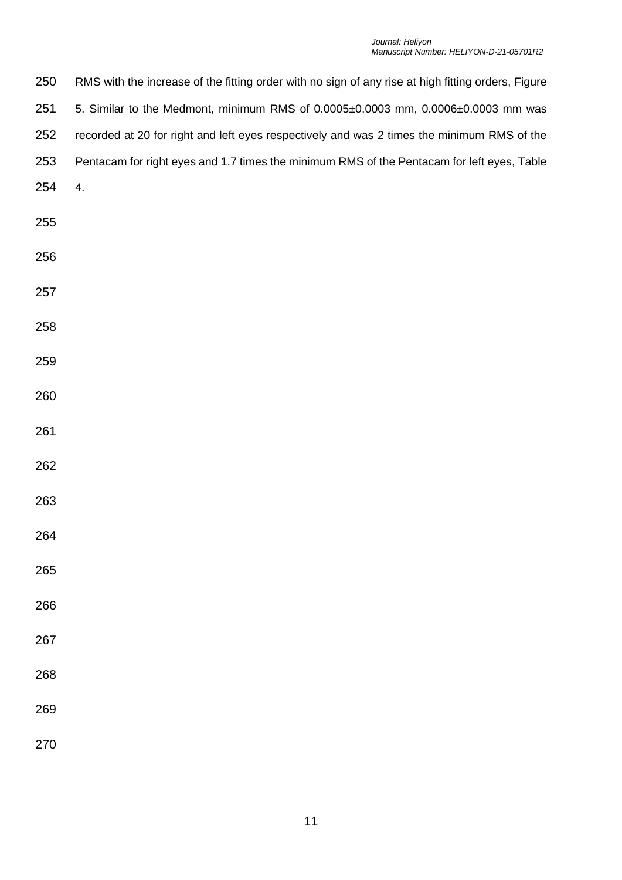RMS with the increase of the fitting order with no sign of any rise at high fitting orders, Figure 5. Similar to the Medmont, minimum RMS of 0.0005±0.0003 mm, 0.0006±0.0003 mm was recorded at 20 for right and left eyes respectively and was 2 times the minimum RMS of the Pentacam for right eyes and 1.7 times the minimum RMS of the Pentacam for left eyes, Table 4.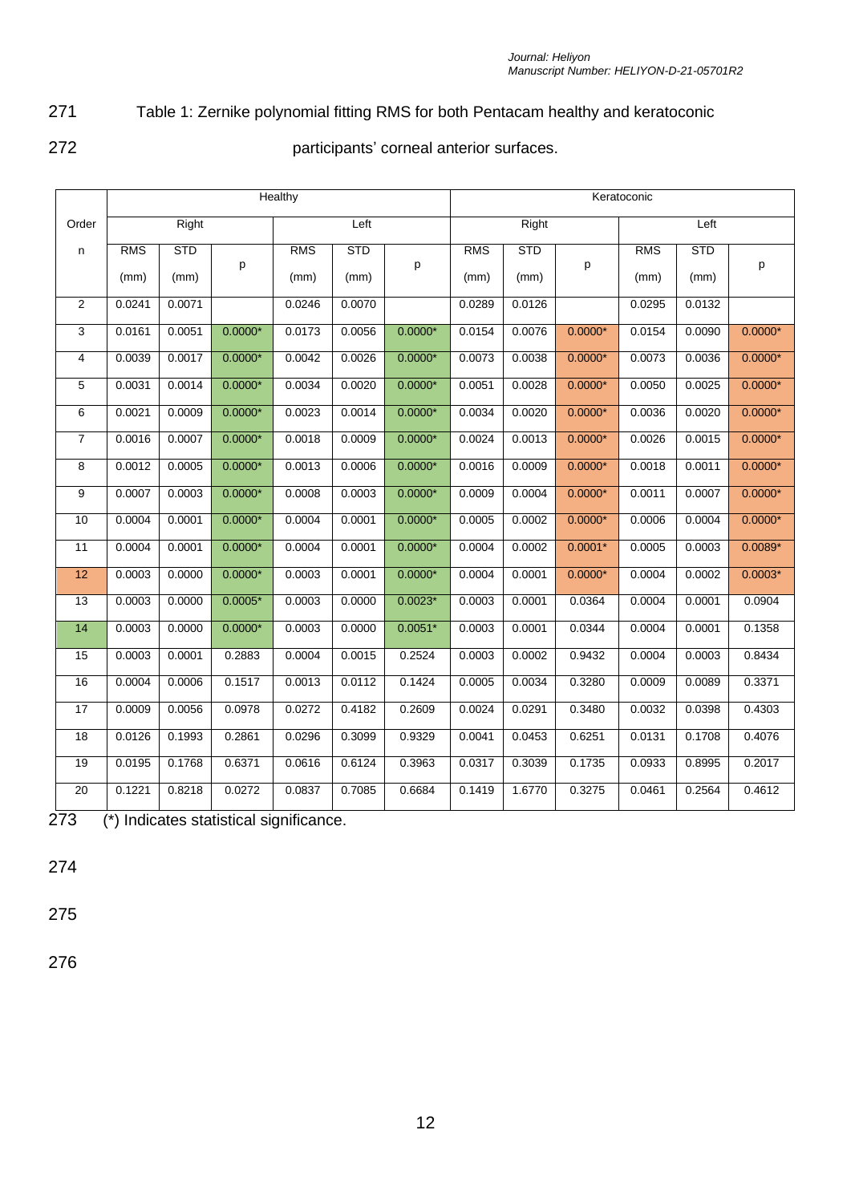Table 1: Zernike polynomial fitting RMS for both Pentacam healthy and keratoconic participants' corneal anterior surfaces.

| Order | Healthy | | | | | | Keratoconic | | | | | |
|---|---|---|---|---|---|---|---|---|---|---|---|---|
| | Right | | | Left | | | Right | | | Left | | |
| n | RMS (mm) | STD (mm) | p | RMS (mm) | STD (mm) | p | RMS (mm) | STD (mm) | p | RMS (mm) | STD (mm) | p |
| 2 | 0.0241 | 0.0071 | | 0.0246 | 0.0070 | | 0.0289 | 0.0126 | | 0.0295 | 0.0132 | |
| 3 | 0.0161 | 0.0051 | 0.0000* | 0.0173 | 0.0056 | 0.0000* | 0.0154 | 0.0076 | 0.0000* | 0.0154 | 0.0090 | 0.0000* |
| 4 | 0.0039 | 0.0017 | 0.0000* | 0.0042 | 0.0026 | 0.0000* | 0.0073 | 0.0038 | 0.0000* | 0.0073 | 0.0036 | 0.0000* |
| 5 | 0.0031 | 0.0014 | 0.0000* | 0.0034 | 0.0020 | 0.0000* | 0.0051 | 0.0028 | 0.0000* | 0.0050 | 0.0025 | 0.0000* |
| 6 | 0.0021 | 0.0009 | 0.0000* | 0.0023 | 0.0014 | 0.0000* | 0.0034 | 0.0020 | 0.0000* | 0.0036 | 0.0020 | 0.0000* |
| 7 | 0.0016 | 0.0007 | 0.0000* | 0.0018 | 0.0009 | 0.0000* | 0.0024 | 0.0013 | 0.0000* | 0.0026 | 0.0015 | 0.0000* |
| 8 | 0.0012 | 0.0005 | 0.0000* | 0.0013 | 0.0006 | 0.0000* | 0.0016 | 0.0009 | 0.0000* | 0.0018 | 0.0011 | 0.0000* |
| 9 | 0.0007 | 0.0003 | 0.0000* | 0.0008 | 0.0003 | 0.0000* | 0.0009 | 0.0004 | 0.0000* | 0.0011 | 0.0007 | 0.0000* |
| 10 | 0.0004 | 0.0001 | 0.0000* | 0.0004 | 0.0001 | 0.0000* | 0.0005 | 0.0002 | 0.0000* | 0.0006 | 0.0004 | 0.0000* |
| 11 | 0.0004 | 0.0001 | 0.0000* | 0.0004 | 0.0001 | 0.0000* | 0.0004 | 0.0002 | 0.0001* | 0.0005 | 0.0003 | 0.0089* |
| 12 | 0.0003 | 0.0000 | 0.0000* | 0.0003 | 0.0001 | 0.0000* | 0.0004 | 0.0001 | 0.0000* | 0.0004 | 0.0002 | 0.0003* |
| 13 | 0.0003 | 0.0000 | 0.0005* | 0.0003 | 0.0000 | 0.0023* | 0.0003 | 0.0001 | 0.0364 | 0.0004 | 0.0001 | 0.0904 |
| 14 | 0.0003 | 0.0000 | 0.0000* | 0.0003 | 0.0000 | 0.0051* | 0.0003 | 0.0001 | 0.0344 | 0.0004 | 0.0001 | 0.1358 |
| 15 | 0.0003 | 0.0001 | 0.2883 | 0.0004 | 0.0015 | 0.2524 | 0.0003 | 0.0002 | 0.9432 | 0.0004 | 0.0003 | 0.8434 |
| 16 | 0.0004 | 0.0006 | 0.1517 | 0.0013 | 0.0112 | 0.1424 | 0.0005 | 0.0034 | 0.3280 | 0.0009 | 0.0089 | 0.3371 |
| 17 | 0.0009 | 0.0056 | 0.0978 | 0.0272 | 0.4182 | 0.2609 | 0.0024 | 0.0291 | 0.3480 | 0.0032 | 0.0398 | 0.4303 |
| 18 | 0.0126 | 0.1993 | 0.2861 | 0.0296 | 0.3099 | 0.9329 | 0.0041 | 0.0453 | 0.6251 | 0.0131 | 0.1708 | 0.4076 |
| 19 | 0.0195 | 0.1768 | 0.6371 | 0.0616 | 0.6124 | 0.3963 | 0.0317 | 0.3039 | 0.1735 | 0.0933 | 0.8995 | 0.2017 |
| 20 | 0.1221 | 0.8218 | 0.0272 | 0.0837 | 0.7085 | 0.6684 | 0.1419 | 1.6770 | 0.3275 | 0.0461 | 0.2564 | 0.4612 |

(*) Indicates statistical significance.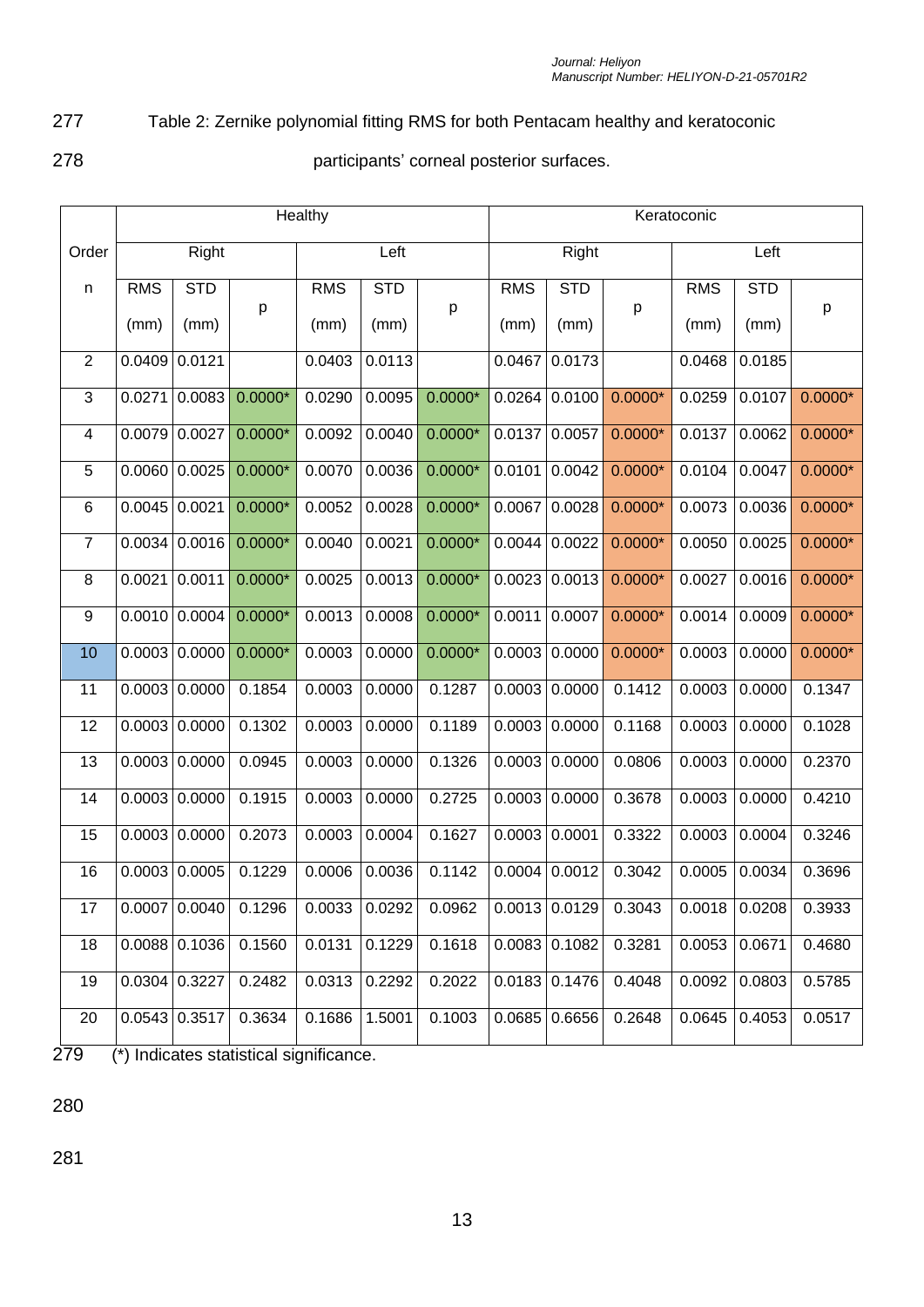Table 2: Zernike polynomial fitting RMS for both Pentacam healthy and keratoconic participants' corneal posterior surfaces.

| Order | Healthy | | | | | | Keratoconic | | | | | |
|---|---|---|---|---|---|---|---|---|---|---|---|---|
| | Right | | | Left | | | Right | | | Left | | |
| n | RMS (mm) | STD (mm) | p | RMS (mm) | STD (mm) | p | RMS (mm) | STD (mm) | p | RMS (mm) | STD (mm) | p |
| 2 | 0.0409 | 0.0121 | | 0.0403 | 0.0113 | | 0.0467 | 0.0173 | | 0.0468 | 0.0185 | |
| 3 | 0.0271 | 0.0083 | 0.0000* | 0.0290 | 0.0095 | 0.0000* | 0.0264 | 0.0100 | 0.0000* | 0.0259 | 0.0107 | 0.0000* |
| 4 | 0.0079 | 0.0027 | 0.0000* | 0.0092 | 0.0040 | 0.0000* | 0.0137 | 0.0057 | 0.0000* | 0.0137 | 0.0062 | 0.0000* |
| 5 | 0.0060 | 0.0025 | 0.0000* | 0.0070 | 0.0036 | 0.0000* | 0.0101 | 0.0042 | 0.0000* | 0.0104 | 0.0047 | 0.0000* |
| 6 | 0.0045 | 0.0021 | 0.0000* | 0.0052 | 0.0028 | 0.0000* | 0.0067 | 0.0028 | 0.0000* | 0.0073 | 0.0036 | 0.0000* |
| 7 | 0.0034 | 0.0016 | 0.0000* | 0.0040 | 0.0021 | 0.0000* | 0.0044 | 0.0022 | 0.0000* | 0.0050 | 0.0025 | 0.0000* |
| 8 | 0.0021 | 0.0011 | 0.0000* | 0.0025 | 0.0013 | 0.0000* | 0.0023 | 0.0013 | 0.0000* | 0.0027 | 0.0016 | 0.0000* |
| 9 | 0.0010 | 0.0004 | 0.0000* | 0.0013 | 0.0008 | 0.0000* | 0.0011 | 0.0007 | 0.0000* | 0.0014 | 0.0009 | 0.0000* |
| 10 | 0.0003 | 0.0000 | 0.0000* | 0.0003 | 0.0000 | 0.0000* | 0.0003 | 0.0000 | 0.0000* | 0.0003 | 0.0000 | 0.0000* |
| 11 | 0.0003 | 0.0000 | 0.1854 | 0.0003 | 0.0000 | 0.1287 | 0.0003 | 0.0000 | 0.1412 | 0.0003 | 0.0000 | 0.1347 |
| 12 | 0.0003 | 0.0000 | 0.1302 | 0.0003 | 0.0000 | 0.1189 | 0.0003 | 0.0000 | 0.1168 | 0.0003 | 0.0000 | 0.1028 |
| 13 | 0.0003 | 0.0000 | 0.0945 | 0.0003 | 0.0000 | 0.1326 | 0.0003 | 0.0000 | 0.0806 | 0.0003 | 0.0000 | 0.2370 |
| 14 | 0.0003 | 0.0000 | 0.1915 | 0.0003 | 0.0000 | 0.2725 | 0.0003 | 0.0000 | 0.3678 | 0.0003 | 0.0000 | 0.4210 |
| 15 | 0.0003 | 0.0000 | 0.2073 | 0.0003 | 0.0004 | 0.1627 | 0.0003 | 0.0001 | 0.3322 | 0.0003 | 0.0004 | 0.3246 |
| 16 | 0.0003 | 0.0005 | 0.1229 | 0.0006 | 0.0036 | 0.1142 | 0.0004 | 0.0012 | 0.3042 | 0.0005 | 0.0034 | 0.3696 |
| 17 | 0.0007 | 0.0040 | 0.1296 | 0.0033 | 0.0292 | 0.0962 | 0.0013 | 0.0129 | 0.3043 | 0.0018 | 0.0208 | 0.3933 |
| 18 | 0.0088 | 0.1036 | 0.1560 | 0.0131 | 0.1229 | 0.1618 | 0.0083 | 0.1082 | 0.3281 | 0.0053 | 0.0671 | 0.4680 |
| 19 | 0.0304 | 0.3227 | 0.2482 | 0.0313 | 0.2292 | 0.2022 | 0.0183 | 0.1476 | 0.4048 | 0.0092 | 0.0803 | 0.5785 |
| 20 | 0.0543 | 0.3517 | 0.3634 | 0.1686 | 1.5001 | 0.1003 | 0.0685 | 0.6656 | 0.2648 | 0.0645 | 0.4053 | 0.0517 |

(*) Indicates statistical significance.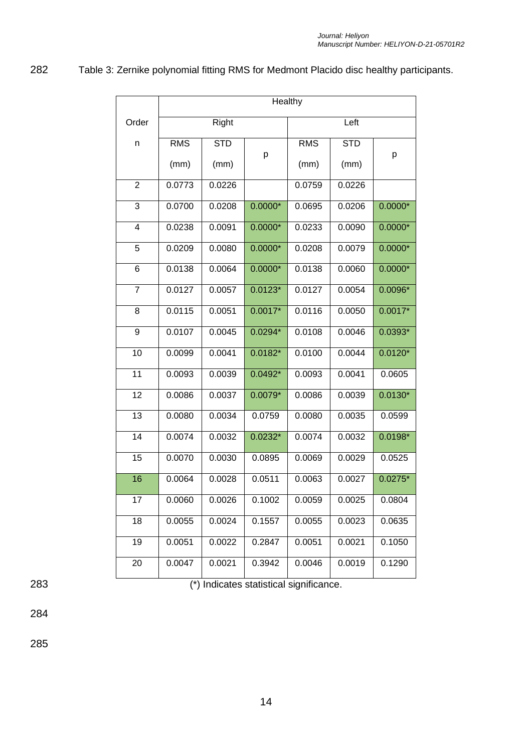Table 3: Zernike polynomial fitting RMS for Medmont Placido disc healthy participants.

| Order | Healthy | | | | | |
|---|---|---|---|---|---|---|
| | Right | | | Left | | |
| n | RMS (mm) | STD (mm) | p | RMS (mm) | STD (mm) | p |
| 2 | 0.0773 | 0.0226 | | 0.0759 | 0.0226 | |
| 3 | 0.0700 | 0.0208 | 0.0000* | 0.0695 | 0.0206 | 0.0000* |
| 4 | 0.0238 | 0.0091 | 0.0000* | 0.0233 | 0.0090 | 0.0000* |
| 5 | 0.0209 | 0.0080 | 0.0000* | 0.0208 | 0.0079 | 0.0000* |
| 6 | 0.0138 | 0.0064 | 0.0000* | 0.0138 | 0.0060 | 0.0000* |
| 7 | 0.0127 | 0.0057 | 0.0123* | 0.0127 | 0.0054 | 0.0096* |
| 8 | 0.0115 | 0.0051 | 0.0017* | 0.0116 | 0.0050 | 0.0017* |
| 9 | 0.0107 | 0.0045 | 0.0294* | 0.0108 | 0.0046 | 0.0393* |
| 10 | 0.0099 | 0.0041 | 0.0182* | 0.0100 | 0.0044 | 0.0120* |
| 11 | 0.0093 | 0.0039 | 0.0492* | 0.0093 | 0.0041 | 0.0605 |
| 12 | 0.0086 | 0.0037 | 0.0079* | 0.0086 | 0.0039 | 0.0130* |
| 13 | 0.0080 | 0.0034 | 0.0759 | 0.0080 | 0.0035 | 0.0599 |
| 14 | 0.0074 | 0.0032 | 0.0232* | 0.0074 | 0.0032 | 0.0198* |
| 15 | 0.0070 | 0.0030 | 0.0895 | 0.0069 | 0.0029 | 0.0525 |
| 16 | 0.0064 | 0.0028 | 0.0511 | 0.0063 | 0.0027 | 0.0275* |
| 17 | 0.0060 | 0.0026 | 0.1002 | 0.0059 | 0.0025 | 0.0804 |
| 18 | 0.0055 | 0.0024 | 0.1557 | 0.0055 | 0.0023 | 0.0635 |
| 19 | 0.0051 | 0.0022 | 0.2847 | 0.0051 | 0.0021 | 0.1050 |
| 20 | 0.0047 | 0.0021 | 0.3942 | 0.0046 | 0.0019 | 0.1290 |

(*) Indicates statistical significance.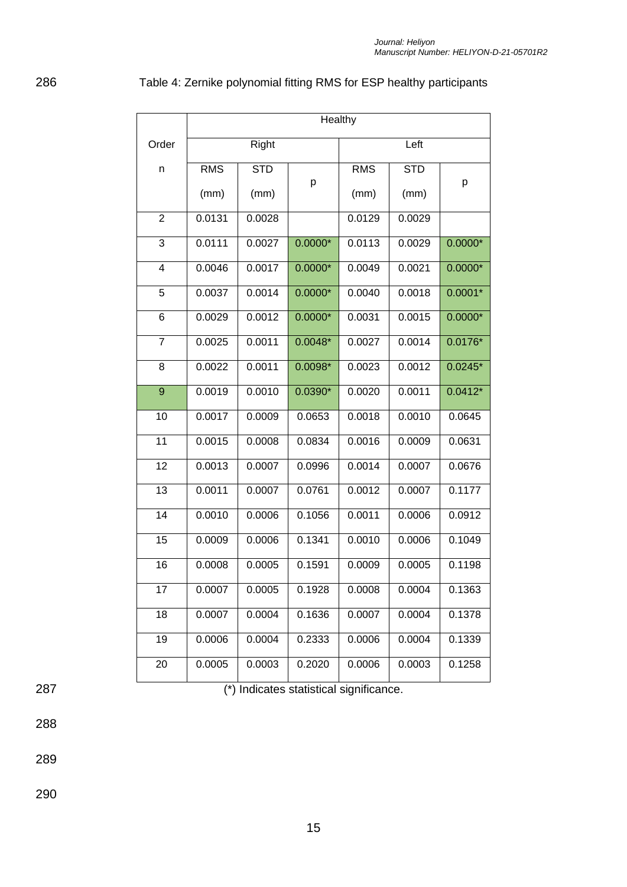Table 4: Zernike polynomial fitting RMS for ESP healthy participants

| Order | Healthy | | | | | |
|---|---|---|---|---|---|---|
| | Right | | | Left | | |
| n | RMS (mm) | STD (mm) | p | RMS (mm) | STD (mm) | p |
| 2 | 0.0131 | 0.0028 | | 0.0129 | 0.0029 | |
| 3 | 0.0111 | 0.0027 | 0.0000* | 0.0113 | 0.0029 | 0.0000* |
| 4 | 0.0046 | 0.0017 | 0.0000* | 0.0049 | 0.0021 | 0.0000* |
| 5 | 0.0037 | 0.0014 | 0.0000* | 0.0040 | 0.0018 | 0.0001* |
| 6 | 0.0029 | 0.0012 | 0.0000* | 0.0031 | 0.0015 | 0.0000* |
| 7 | 0.0025 | 0.0011 | 0.0048* | 0.0027 | 0.0014 | 0.0176* |
| 8 | 0.0022 | 0.0011 | 0.0098* | 0.0023 | 0.0012 | 0.0245* |
| 9 | 0.0019 | 0.0010 | 0.0390* | 0.0020 | 0.0011 | 0.0412* |
| 10 | 0.0017 | 0.0009 | 0.0653 | 0.0018 | 0.0010 | 0.0645 |
| 11 | 0.0015 | 0.0008 | 0.0834 | 0.0016 | 0.0009 | 0.0631 |
| 12 | 0.0013 | 0.0007 | 0.0996 | 0.0014 | 0.0007 | 0.0676 |
| 13 | 0.0011 | 0.0007 | 0.0761 | 0.0012 | 0.0007 | 0.1177 |
| 14 | 0.0010 | 0.0006 | 0.1056 | 0.0011 | 0.0006 | 0.0912 |
| 15 | 0.0009 | 0.0006 | 0.1341 | 0.0010 | 0.0006 | 0.1049 |
| 16 | 0.0008 | 0.0005 | 0.1591 | 0.0009 | 0.0005 | 0.1198 |
| 17 | 0.0007 | 0.0005 | 0.1928 | 0.0008 | 0.0004 | 0.1363 |
| 18 | 0.0007 | 0.0004 | 0.1636 | 0.0007 | 0.0004 | 0.1378 |
| 19 | 0.0006 | 0.0004 | 0.2333 | 0.0006 | 0.0004 | 0.1339 |
| 20 | 0.0005 | 0.0003 | 0.2020 | 0.0006 | 0.0003 | 0.1258 |

(*) Indicates statistical significance.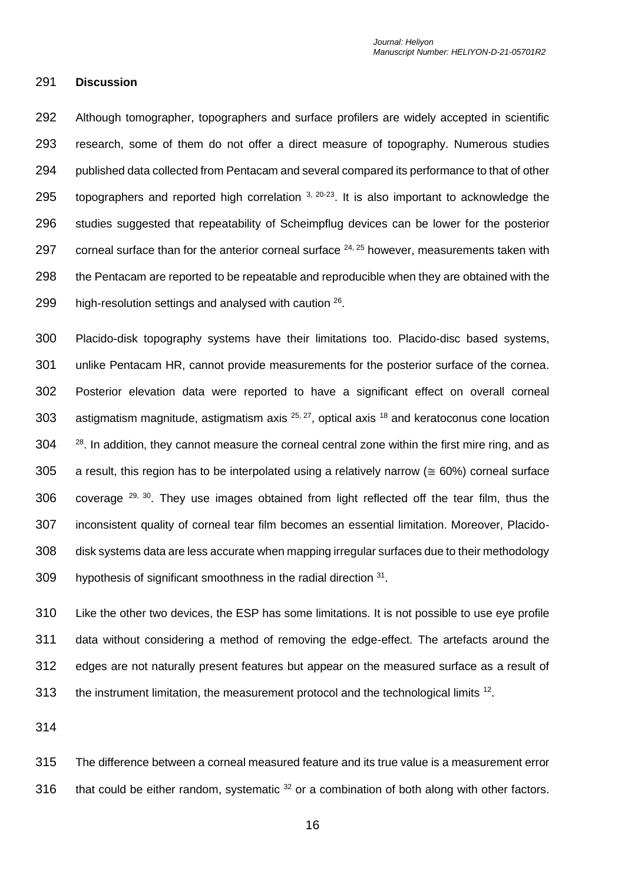## Discussion

Although tomographer, topographers and surface profilers are widely accepted in scientific research, some of them do not offer a direct measure of topography. Numerous studies published data collected from Pentacam and several compared its performance to that of other topographers and reported high correlation [3, 20-23]. It is also important to acknowledge the studies suggested that repeatability of Scheimpflug devices can be lower for the posterior corneal surface than for the anterior corneal surface [24, 25] however, measurements taken with the Pentacam are reported to be repeatable and reproducible when they are obtained with the high-resolution settings and analysed with caution [26].

Placido-disk topography systems have their limitations too. Placido-disc based systems, unlike Pentacam HR, cannot provide measurements for the posterior surface of the cornea. Posterior elevation data were reported to have a significant effect on overall corneal astigmatism magnitude, astigmatism axis [25, 27], optical axis [18] and keratoconus cone location [28]. In addition, they cannot measure the corneal central zone within the first mire ring, and as a result, this region has to be interpolated using a relatively narrow ($\cong$ 60%) corneal surface coverage [29, 30]. They use images obtained from light reflected off the tear film, thus the inconsistent quality of corneal tear film becomes an essential limitation. Moreover, Placido-disk systems data are less accurate when mapping irregular surfaces due to their methodology hypothesis of significant smoothness in the radial direction [31].

Like the other two devices, the ESP has some limitations. It is not possible to use eye profile data without considering a method of removing the edge-effect. The artefacts around the edges are not naturally present features but appear on the measured surface as a result of the instrument limitation, the measurement protocol and the technological limits [12].

The difference between a corneal measured feature and its true value is a measurement error that could be either random, systematic [32] or a combination of both along with other factors.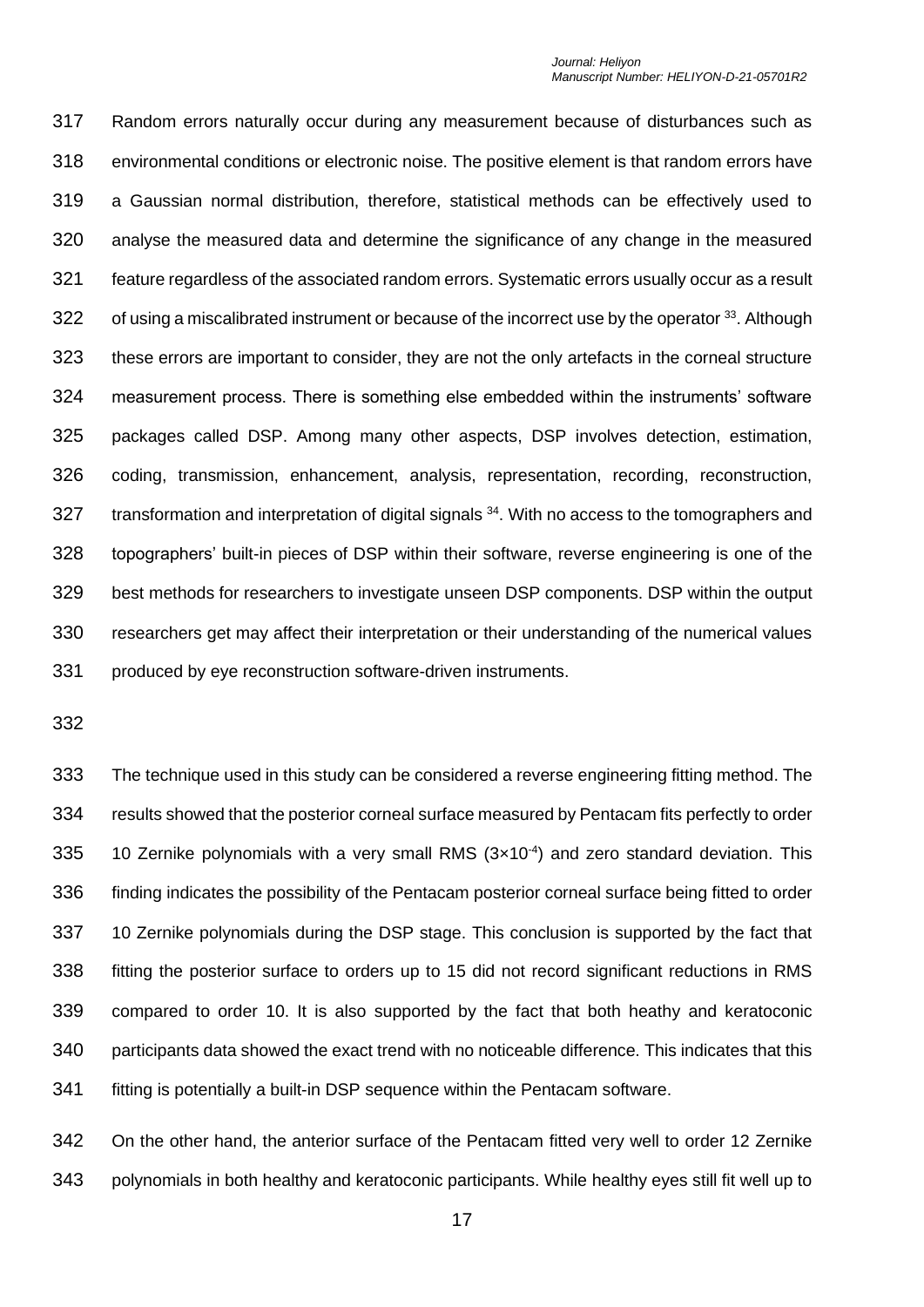Random errors naturally occur during any measurement because of disturbances such as environmental conditions or electronic noise. The positive element is that random errors have a Gaussian normal distribution, therefore, statistical methods can be effectively used to analyse the measured data and determine the significance of any change in the measured feature regardless of the associated random errors. Systematic errors usually occur as a result of using a miscalibrated instrument or because of the incorrect use by the operator [33]. Although these errors are important to consider, they are not the only artefacts in the corneal structure measurement process. There is something else embedded within the instruments' software packages called DSP. Among many other aspects, DSP involves detection, estimation, coding, transmission, enhancement, analysis, representation, recording, reconstruction, transformation and interpretation of digital signals [34]. With no access to the tomographers and topographers' built-in pieces of DSP within their software, reverse engineering is one of the best methods for researchers to investigate unseen DSP components. DSP within the output researchers get may affect their interpretation or their understanding of the numerical values produced by eye reconstruction software-driven instruments.

The technique used in this study can be considered a reverse engineering fitting method. The results showed that the posterior corneal surface measured by Pentacam fits perfectly to order 10 Zernike polynomials with a very small RMS ($3 \times 10^{-4}$) and zero standard deviation. This finding indicates the possibility of the Pentacam posterior corneal surface being fitted to order 10 Zernike polynomials during the DSP stage. This conclusion is supported by the fact that fitting the posterior surface to orders up to 15 did not record significant reductions in RMS compared to order 10. It is also supported by the fact that both heathy and keratoconic participants data showed the exact trend with no noticeable difference. This indicates that this fitting is potentially a built-in DSP sequence within the Pentacam software.

On the other hand, the anterior surface of the Pentacam fitted very well to order 12 Zernike polynomials in both healthy and keratoconic participants. While healthy eyes still fit well up to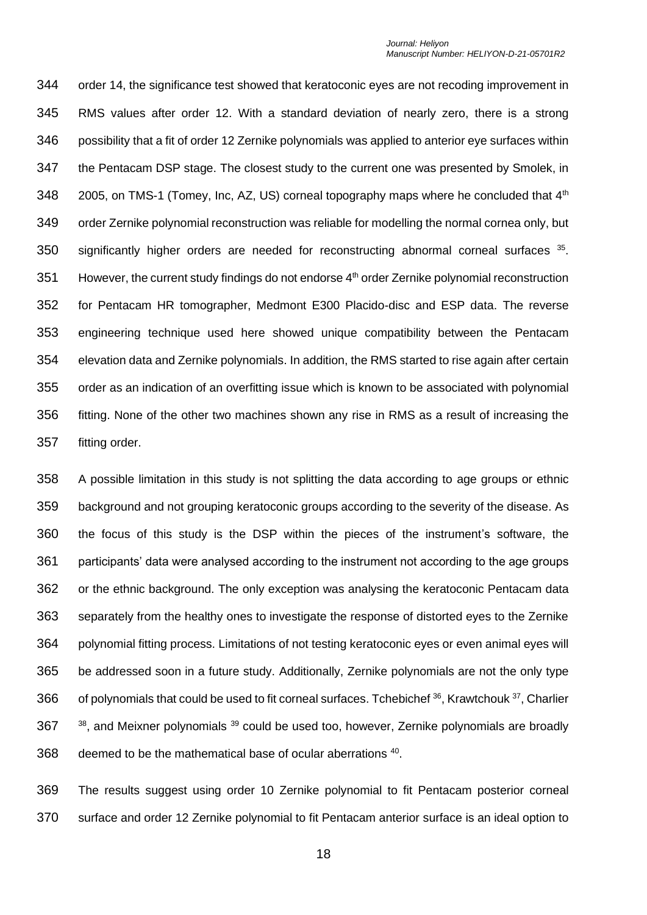order 14, the significance test showed that keratoconic eyes are not recoding improvement in RMS values after order 12. With a standard deviation of nearly zero, there is a strong possibility that a fit of order 12 Zernike polynomials was applied to anterior eye surfaces within the Pentacam DSP stage. The closest study to the current one was presented by Smolek, in 2005, on TMS-1 (Tomey, Inc, AZ, US) corneal topography maps where he concluded that 4th order Zernike polynomial reconstruction was reliable for modelling the normal cornea only, but significantly higher orders are needed for reconstructing abnormal corneal surfaces [35]. However, the current study findings do not endorse 4th order Zernike polynomial reconstruction for Pentacam HR tomographer, Medmont E300 Placido-disc and ESP data. The reverse engineering technique used here showed unique compatibility between the Pentacam elevation data and Zernike polynomials. In addition, the RMS started to rise again after certain order as an indication of an overfitting issue which is known to be associated with polynomial fitting. None of the other two machines shown any rise in RMS as a result of increasing the fitting order.

A possible limitation in this study is not splitting the data according to age groups or ethnic background and not grouping keratoconic groups according to the severity of the disease. As the focus of this study is the DSP within the pieces of the instrument's software, the participants' data were analysed according to the instrument not according to the age groups or the ethnic background. The only exception was analysing the keratoconic Pentacam data separately from the healthy ones to investigate the response of distorted eyes to the Zernike polynomial fitting process. Limitations of not testing keratoconic eyes or even animal eyes will be addressed soon in a future study. Additionally, Zernike polynomials are not the only type of polynomials that could be used to fit corneal surfaces. Tchebichef [36], Krawtchouk [37], Charlier [38], and Meixner polynomials [39] could be used too, however, Zernike polynomials are broadly deemed to be the mathematical base of ocular aberrations [40].

The results suggest using order 10 Zernike polynomial to fit Pentacam posterior corneal surface and order 12 Zernike polynomial to fit Pentacam anterior surface is an ideal option to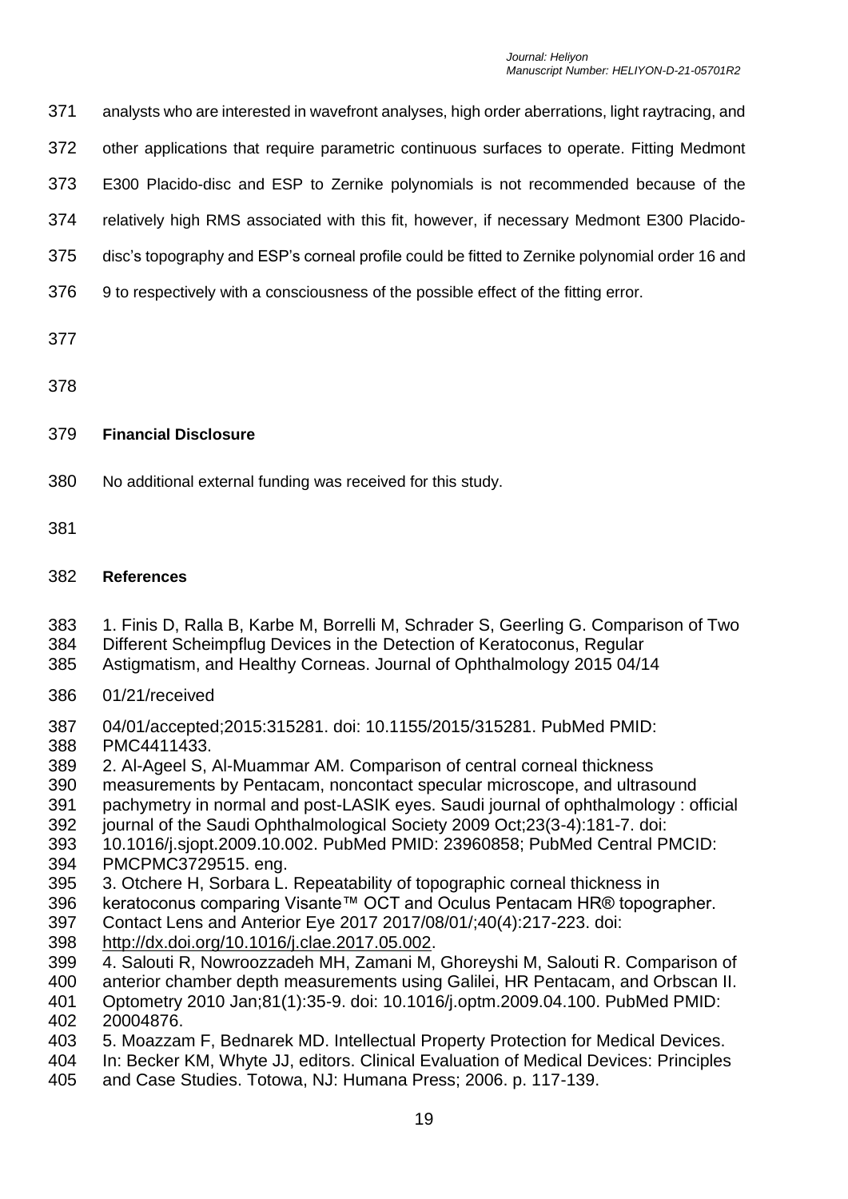analysts who are interested in wavefront analyses, high order aberrations, light raytracing, and other applications that require parametric continuous surfaces to operate. Fitting Medmont E300 Placido-disc and ESP to Zernike polynomials is not recommended because of the relatively high RMS associated with this fit, however, if necessary Medmont E300 Placido-disc's topography and ESP's corneal profile could be fitted to Zernike polynomial order 16 and 9 to respectively with a consciousness of the possible effect of the fitting error.

**Financial Disclosure**

No additional external funding was received for this study.

**References**

1. Finis D, Ralla B, Karbe M, Borrelli M, Schrader S, Geerling G. Comparison of Two Different Scheimpflug Devices in the Detection of Keratoconus, Regular Astigmatism, and Healthy Corneas. Journal of Ophthalmology 2015 04/14

01/21/received

04/01/accepted;2015:315281. doi: 10.1155/2015/315281. PubMed PMID: PMC4411433.
2. Al-Ageel S, Al-Muammar AM. Comparison of central corneal thickness measurements by Pentacam, noncontact specular microscope, and ultrasound pachymetry in normal and post-LASIK eyes. Saudi journal of ophthalmology : official journal of the Saudi Ophthalmological Society 2009 Oct;23(3-4):181-7. doi: 10.1016/j.sjopt.2009.10.002. PubMed PMID: 23960858; PubMed Central PMCID: PMCPMC3729515. eng.
3. Otchere H, Sorbara L. Repeatability of topographic corneal thickness in keratoconus comparing Visante™ OCT and Oculus Pentacam HR® topographer. Contact Lens and Anterior Eye 2017 2017/08/01/;40(4):217-223. doi: http://dx.doi.org/10.1016/j.clae.2017.05.002.
4. Salouti R, Nowroozzadeh MH, Zamani M, Ghoreyshi M, Salouti R. Comparison of anterior chamber depth measurements using Galilei, HR Pentacam, and Orbscan II. Optometry 2010 Jan;81(1):35-9. doi: 10.1016/j.optm.2009.04.100. PubMed PMID: 20004876.
5. Moazzam F, Bednarek MD. Intellectual Property Protection for Medical Devices. In: Becker KM, Whyte JJ, editors. Clinical Evaluation of Medical Devices: Principles and Case Studies. Totowa, NJ: Humana Press; 2006. p. 117-139.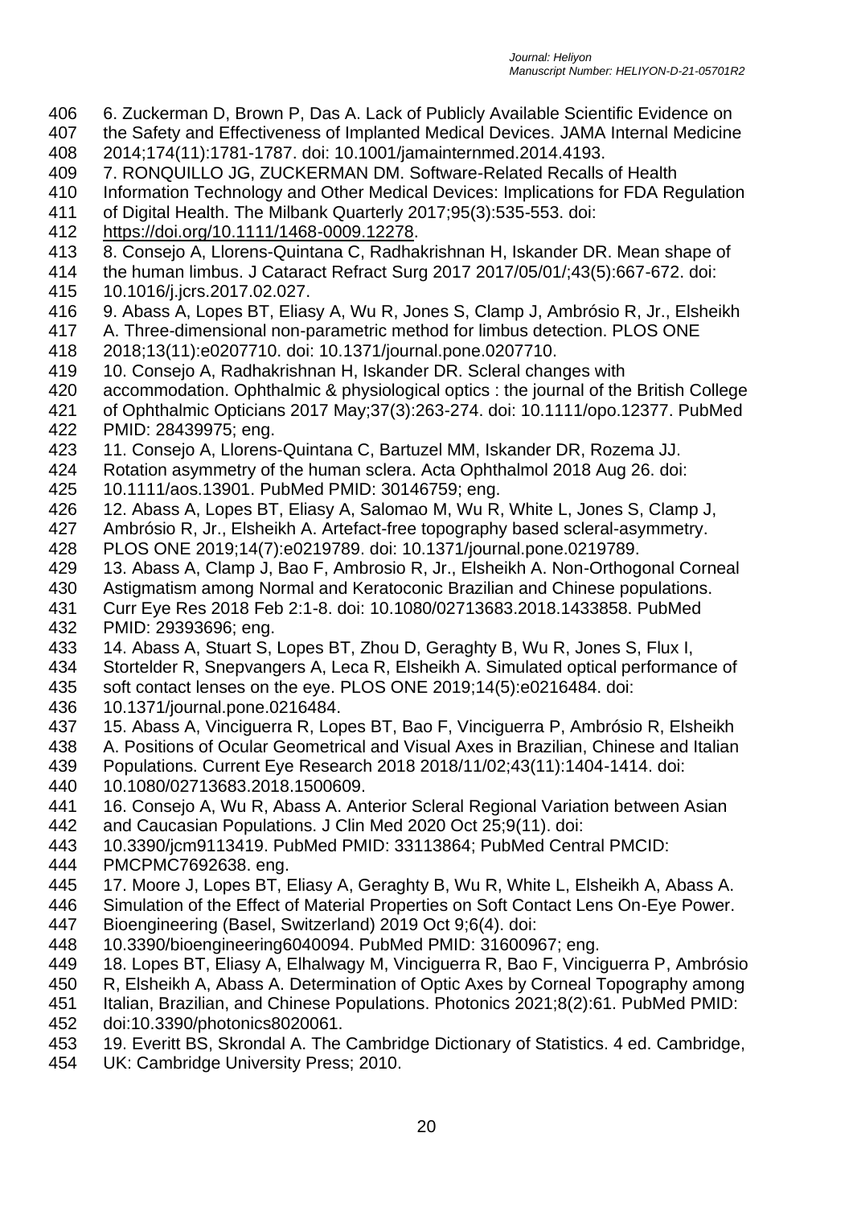6. Zuckerman D, Brown P, Das A. Lack of Publicly Available Scientific Evidence on the Safety and Effectiveness of Implanted Medical Devices. JAMA Internal Medicine 2014;174(11):1781-1787. doi: 10.1001/jamainternmed.2014.4193.

7. RONQUILLO JG, ZUCKERMAN DM. Software-Related Recalls of Health Information Technology and Other Medical Devices: Implications for FDA Regulation of Digital Health. The Milbank Quarterly 2017;95(3):535-553. doi: https://doi.org/10.1111/1468-0009.12278.

8. Consejo A, Llorens-Quintana C, Radhakrishnan H, Iskander DR. Mean shape of the human limbus. J Cataract Refract Surg 2017 2017/05/01/;43(5):667-672. doi: 10.1016/j.jcrs.2017.02.027.

9. Abass A, Lopes BT, Eliasy A, Wu R, Jones S, Clamp J, Ambrósio R, Jr., Elsheikh A. Three-dimensional non-parametric method for limbus detection. PLOS ONE 2018;13(11):e0207710. doi: 10.1371/journal.pone.0207710.

10. Consejo A, Radhakrishnan H, Iskander DR. Scleral changes with accommodation. Ophthalmic & physiological optics : the journal of the British College of Ophthalmic Opticians 2017 May;37(3):263-274. doi: 10.1111/opo.12377. PubMed PMID: 28439975; eng.

11. Consejo A, Llorens-Quintana C, Bartuzel MM, Iskander DR, Rozema JJ. Rotation asymmetry of the human sclera. Acta Ophthalmol 2018 Aug 26. doi: 10.1111/aos.13901. PubMed PMID: 30146759; eng.

12. Abass A, Lopes BT, Eliasy A, Salomao M, Wu R, White L, Jones S, Clamp J, Ambrósio R, Jr., Elsheikh A. Artefact-free topography based scleral-asymmetry. PLOS ONE 2019;14(7):e0219789. doi: 10.1371/journal.pone.0219789.

13. Abass A, Clamp J, Bao F, Ambrosio R, Jr., Elsheikh A. Non-Orthogonal Corneal Astigmatism among Normal and Keratoconic Brazilian and Chinese populations. Curr Eye Res 2018 Feb 2:1-8. doi: 10.1080/02713683.2018.1433858. PubMed PMID: 29393696; eng.

14. Abass A, Stuart S, Lopes BT, Zhou D, Geraghty B, Wu R, Jones S, Flux I, Stortelder R, Snepvangers A, Leca R, Elsheikh A. Simulated optical performance of soft contact lenses on the eye. PLOS ONE 2019;14(5):e0216484. doi: 10.1371/journal.pone.0216484.

15. Abass A, Vinciguerra R, Lopes BT, Bao F, Vinciguerra P, Ambrósio R, Elsheikh A. Positions of Ocular Geometrical and Visual Axes in Brazilian, Chinese and Italian Populations. Current Eye Research 2018 2018/11/02;43(11):1404-1414. doi: 10.1080/02713683.2018.1500609.

16. Consejo A, Wu R, Abass A. Anterior Scleral Regional Variation between Asian and Caucasian Populations. J Clin Med 2020 Oct 25;9(11). doi: 10.3390/jcm9113419. PubMed PMID: 33113864; PubMed Central PMCID: PMCPMC7692638. eng.

17. Moore J, Lopes BT, Eliasy A, Geraghty B, Wu R, White L, Elsheikh A, Abass A. Simulation of the Effect of Material Properties on Soft Contact Lens On-Eye Power. Bioengineering (Basel, Switzerland) 2019 Oct 9;6(4). doi: 10.3390/bioengineering6040094. PubMed PMID: 31600967; eng.

18. Lopes BT, Eliasy A, Elhalwagy M, Vinciguerra R, Bao F, Vinciguerra P, Ambrósio R, Elsheikh A, Abass A. Determination of Optic Axes by Corneal Topography among Italian, Brazilian, and Chinese Populations. Photonics 2021;8(2):61. PubMed PMID: doi:10.3390/photonics8020061.

19. Everitt BS, Skrondal A. The Cambridge Dictionary of Statistics. 4 ed. Cambridge, UK: Cambridge University Press; 2010.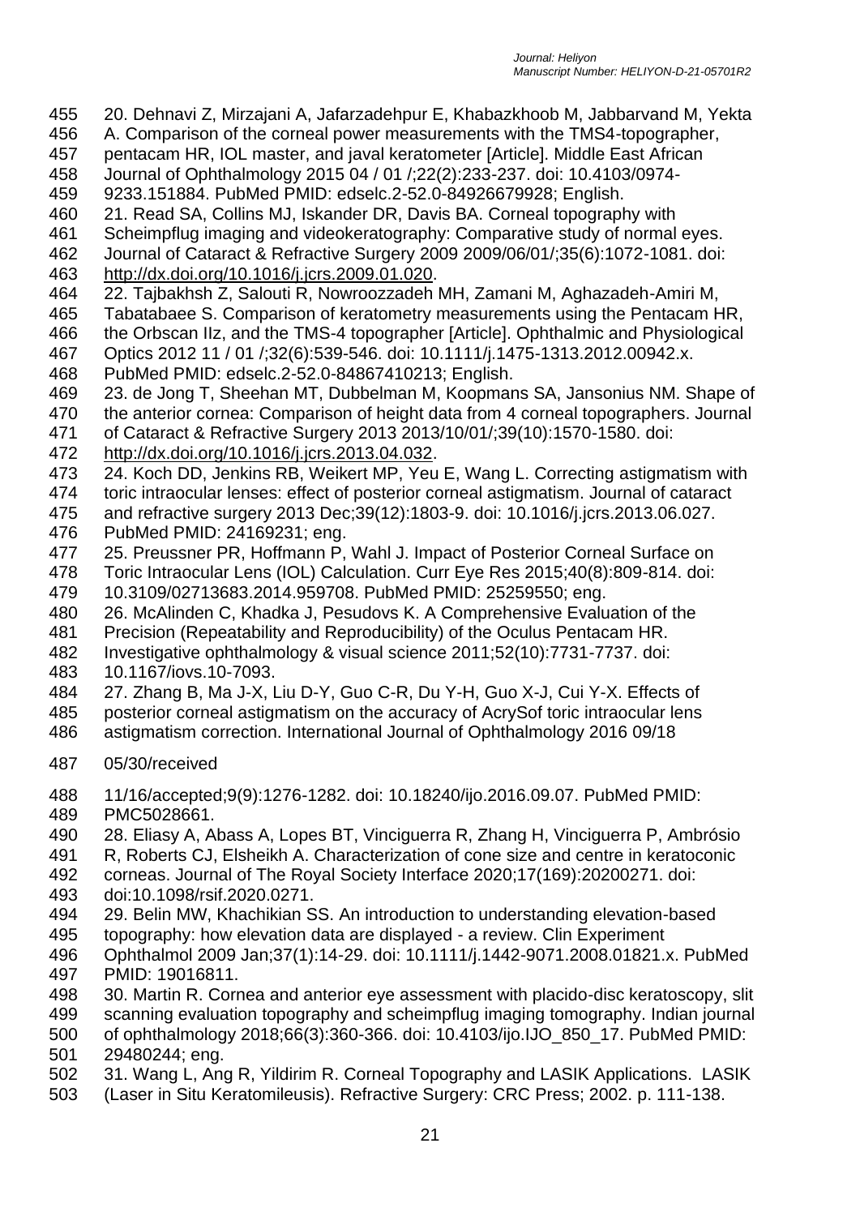20. Dehnavi Z, Mirzajani A, Jafarzadehpur E, Khabazkhoob M, Jabbarvand M, Yekta A. Comparison of the corneal power measurements with the TMS4-topographer, pentacam HR, IOL master, and javal keratometer [Article]. Middle East African Journal of Ophthalmology 2015 04 / 01 /;22(2):233-237. doi: 10.4103/0974-9233.151884. PubMed PMID: edselc.2-52.0-84926679928; English.

21. Read SA, Collins MJ, Iskander DR, Davis BA. Corneal topography with Scheimpflug imaging and videokeratography: Comparative study of normal eyes. Journal of Cataract & Refractive Surgery 2009 2009/06/01/;35(6):1072-1081. doi: http://dx.doi.org/10.1016/j.jcrs.2009.01.020.

22. Tajbakhsh Z, Salouti R, Nowroozzadeh MH, Zamani M, Aghazadeh-Amiri M, Tabatabaee S. Comparison of keratometry measurements using the Pentacam HR, the Orbscan IIz, and the TMS-4 topographer [Article]. Ophthalmic and Physiological Optics 2012 11 / 01 /;32(6):539-546. doi: 10.1111/j.1475-1313.2012.00942.x. PubMed PMID: edselc.2-52.0-84867410213; English.

23. de Jong T, Sheehan MT, Dubbelman M, Koopmans SA, Jansonius NM. Shape of the anterior cornea: Comparison of height data from 4 corneal topographers. Journal of Cataract & Refractive Surgery 2013 2013/10/01/;39(10):1570-1580. doi: http://dx.doi.org/10.1016/j.jcrs.2013.04.032.

24. Koch DD, Jenkins RB, Weikert MP, Yeu E, Wang L. Correcting astigmatism with toric intraocular lenses: effect of posterior corneal astigmatism. Journal of cataract and refractive surgery 2013 Dec;39(12):1803-9. doi: 10.1016/j.jcrs.2013.06.027. PubMed PMID: 24169231; eng.

25. Preussner PR, Hoffmann P, Wahl J. Impact of Posterior Corneal Surface on Toric Intraocular Lens (IOL) Calculation. Curr Eye Res 2015;40(8):809-814. doi: 10.3109/02713683.2014.959708. PubMed PMID: 25259550; eng.

26. McAlinden C, Khadka J, Pesudovs K. A Comprehensive Evaluation of the Precision (Repeatability and Reproducibility) of the Oculus Pentacam HR. Investigative ophthalmology & visual science 2011;52(10):7731-7737. doi: 10.1167/iovs.10-7093.

27. Zhang B, Ma J-X, Liu D-Y, Guo C-R, Du Y-H, Guo X-J, Cui Y-X. Effects of posterior corneal astigmatism on the accuracy of AcrySof toric intraocular lens astigmatism correction. International Journal of Ophthalmology 2016 09/18

05/30/received

11/16/accepted;9(9):1276-1282. doi: 10.18240/ijo.2016.09.07. PubMed PMID: PMC5028661.

28. Eliasy A, Abass A, Lopes BT, Vinciguerra R, Zhang H, Vinciguerra P, Ambrósio R, Roberts CJ, Elsheikh A. Characterization of cone size and centre in keratoconic corneas. Journal of The Royal Society Interface 2020;17(169):20200271. doi: doi:10.1098/rsif.2020.0271.

29. Belin MW, Khachikian SS. An introduction to understanding elevation-based topography: how elevation data are displayed - a review. Clin Experiment Ophthalmol 2009 Jan;37(1):14-29. doi: 10.1111/j.1442-9071.2008.01821.x. PubMed PMID: 19016811.

30. Martin R. Cornea and anterior eye assessment with placido-disc keratoscopy, slit scanning evaluation topography and scheimpflug imaging tomography. Indian journal of ophthalmology 2018;66(3):360-366. doi: 10.4103/ijo.IJO_850_17. PubMed PMID: 29480244; eng.

31. Wang L, Ang R, Yildirim R. Corneal Topography and LASIK Applications. LASIK (Laser in Situ Keratomileusis). Refractive Surgery: CRC Press; 2002. p. 111-138.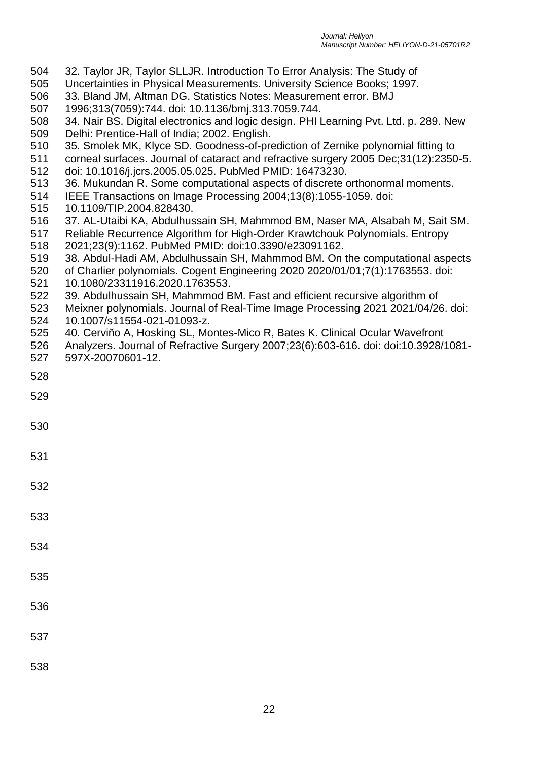32. Taylor JR, Taylor SLLJR. Introduction To Error Analysis: The Study of Uncertainties in Physical Measurements. University Science Books; 1997.

33. Bland JM, Altman DG. Statistics Notes: Measurement error. BMJ 1996;313(7059):744. doi: 10.1136/bmj.313.7059.744.

34. Nair BS. Digital electronics and logic design. PHI Learning Pvt. Ltd. p. 289. New Delhi: Prentice-Hall of India; 2002. English.

35. Smolek MK, Klyce SD. Goodness-of-prediction of Zernike polynomial fitting to corneal surfaces. Journal of cataract and refractive surgery 2005 Dec;31(12):2350-5. doi: 10.1016/j.jcrs.2005.05.025. PubMed PMID: 16473230.

36. Mukundan R. Some computational aspects of discrete orthonormal moments. IEEE Transactions on Image Processing 2004;13(8):1055-1059. doi: 10.1109/TIP.2004.828430.

37. AL-Utaibi KA, Abdulhussain SH, Mahmmod BM, Naser MA, Alsabah M, Sait SM. Reliable Recurrence Algorithm for High-Order Krawtchouk Polynomials. Entropy 2021;23(9):1162. PubMed PMID: doi:10.3390/e23091162.

38. Abdul-Hadi AM, Abdulhussain SH, Mahmmod BM. On the computational aspects of Charlier polynomials. Cogent Engineering 2020 2020/01/01;7(1):1763553. doi: 10.1080/23311916.2020.1763553.

39. Abdulhussain SH, Mahmmod BM. Fast and efficient recursive algorithm of Meixner polynomials. Journal of Real-Time Image Processing 2021 2021/04/26. doi: 10.1007/s11554-021-01093-z.

40. Cerviño A, Hosking SL, Montes-Mico R, Bates K. Clinical Ocular Wavefront Analyzers. Journal of Refractive Surgery 2007;23(6):603-616. doi: doi:10.3928/1081-597X-20070601-12.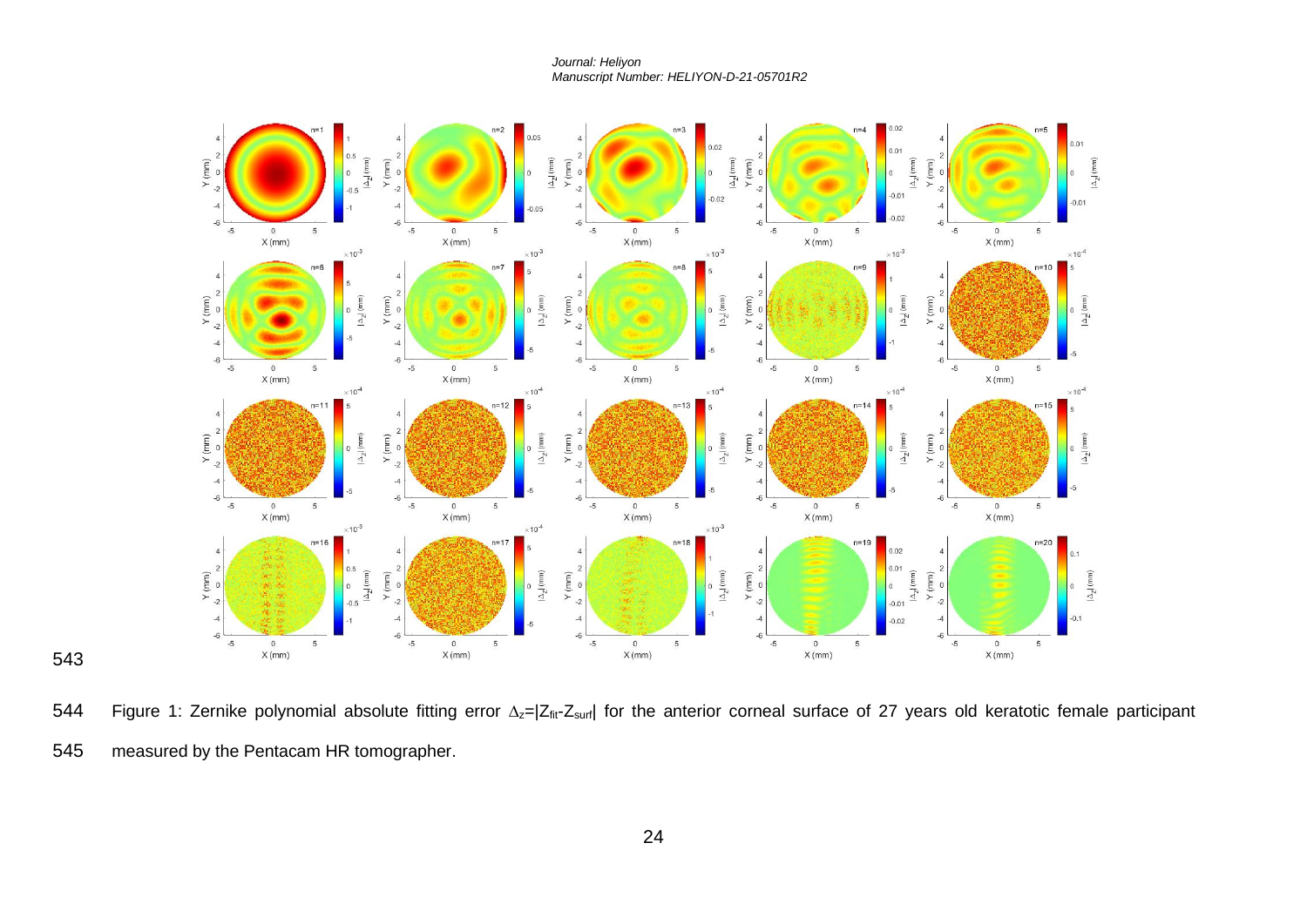Figure 1: Zernike polynomial absolute fitting error $\Delta_z=|Z_{fit}-Z_{surf}|$ for the anterior corneal surface of 27 years old keratotic female participant measured by the Pentacam HR tomographer.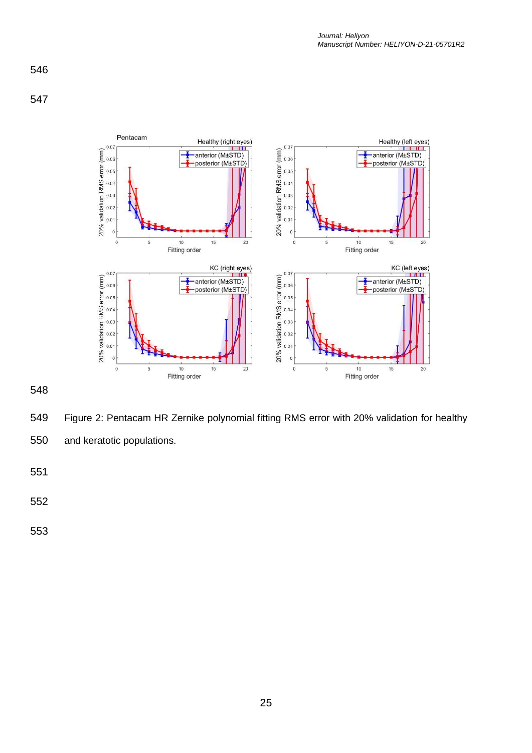Figure 2: Pentacam HR Zernike polynomial fitting RMS error with 20% validation for healthy and keratotic populations.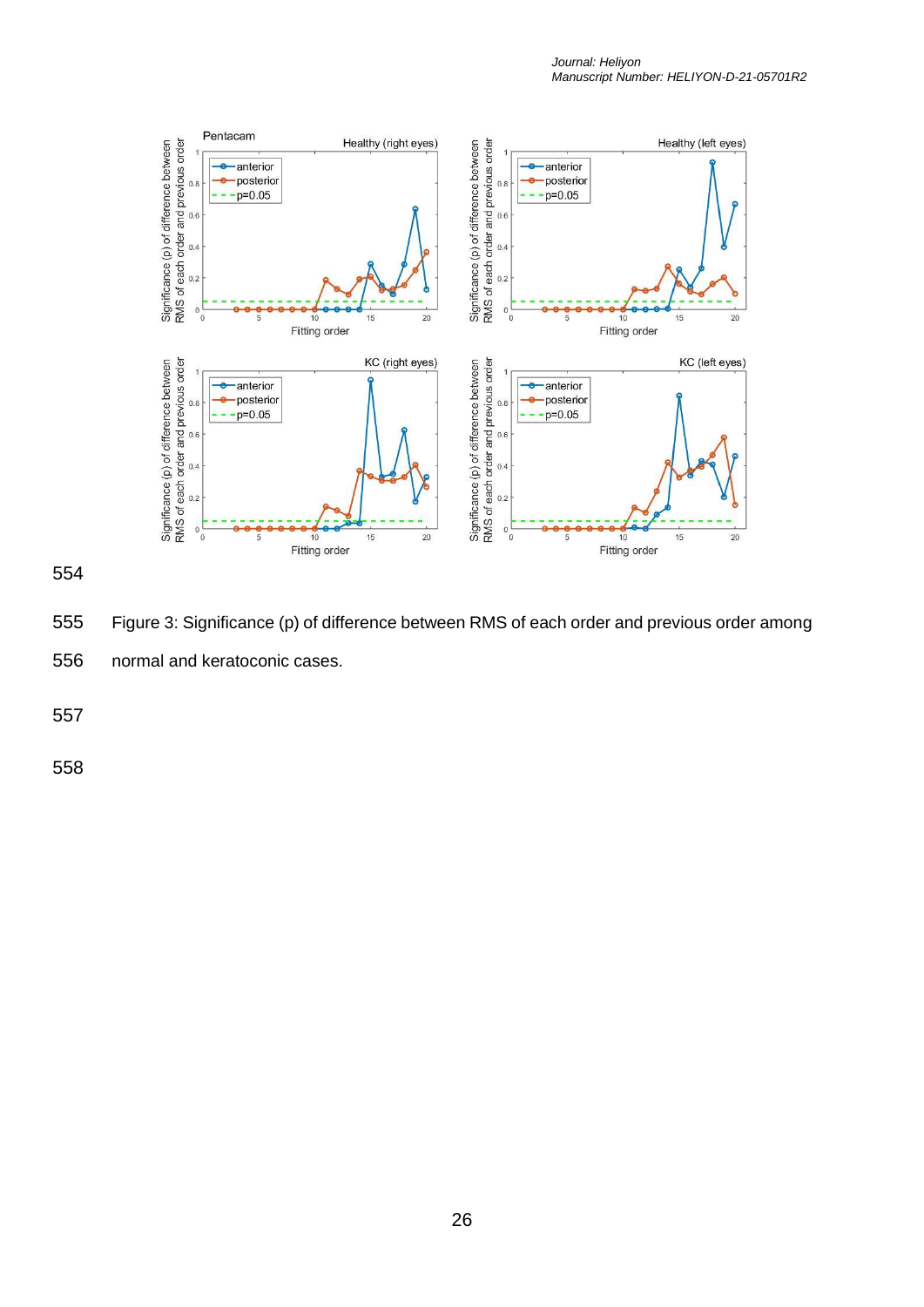Figure 3: Significance (p) of difference between RMS of each order and previous order among normal and keratoconic cases.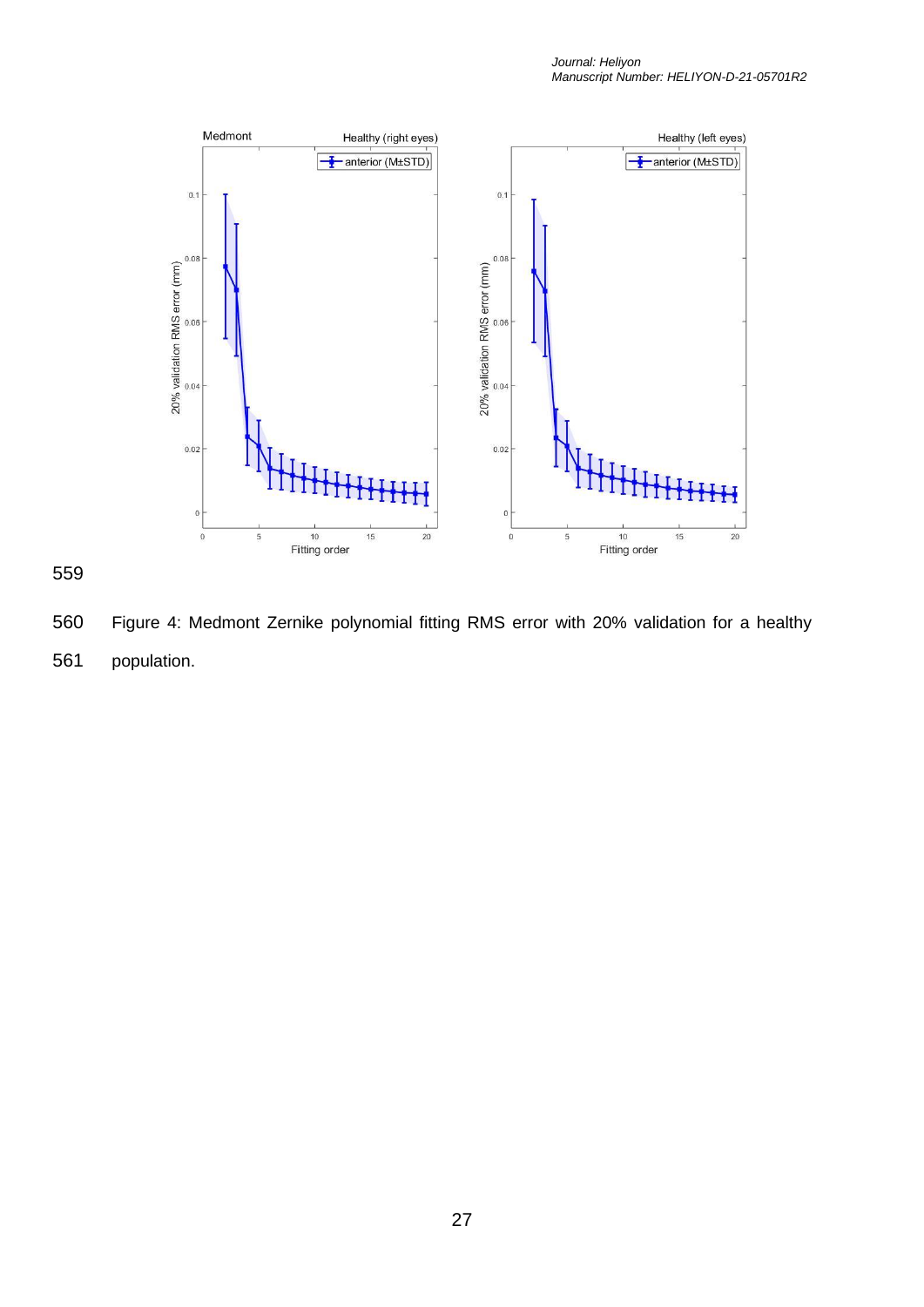Figure 4: Medmont Zernike polynomial fitting RMS error with 20% validation for a healthy population.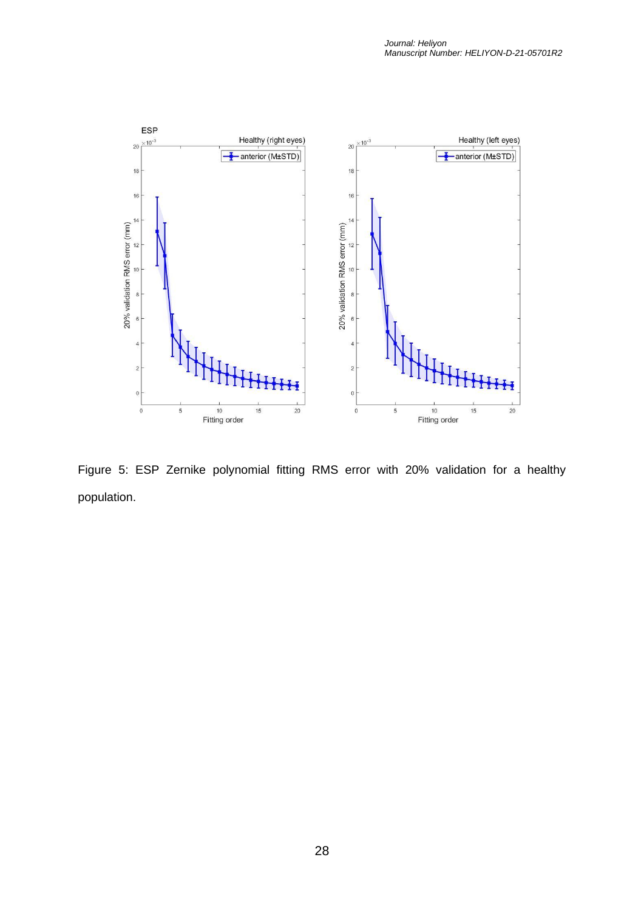ESP

Healthy (right eyes)

anterior (M±STD)

$\times 10^{-3}$

20% validation RMS error (mm)

Fitting order

Healthy (left eyes)

anterior (M±STD)

$\times 10^{-3}$

20% validation RMS error (mm)

Fitting order

Figure 5: ESP Zernike polynomial fitting RMS error with 20% validation for a healthy population.